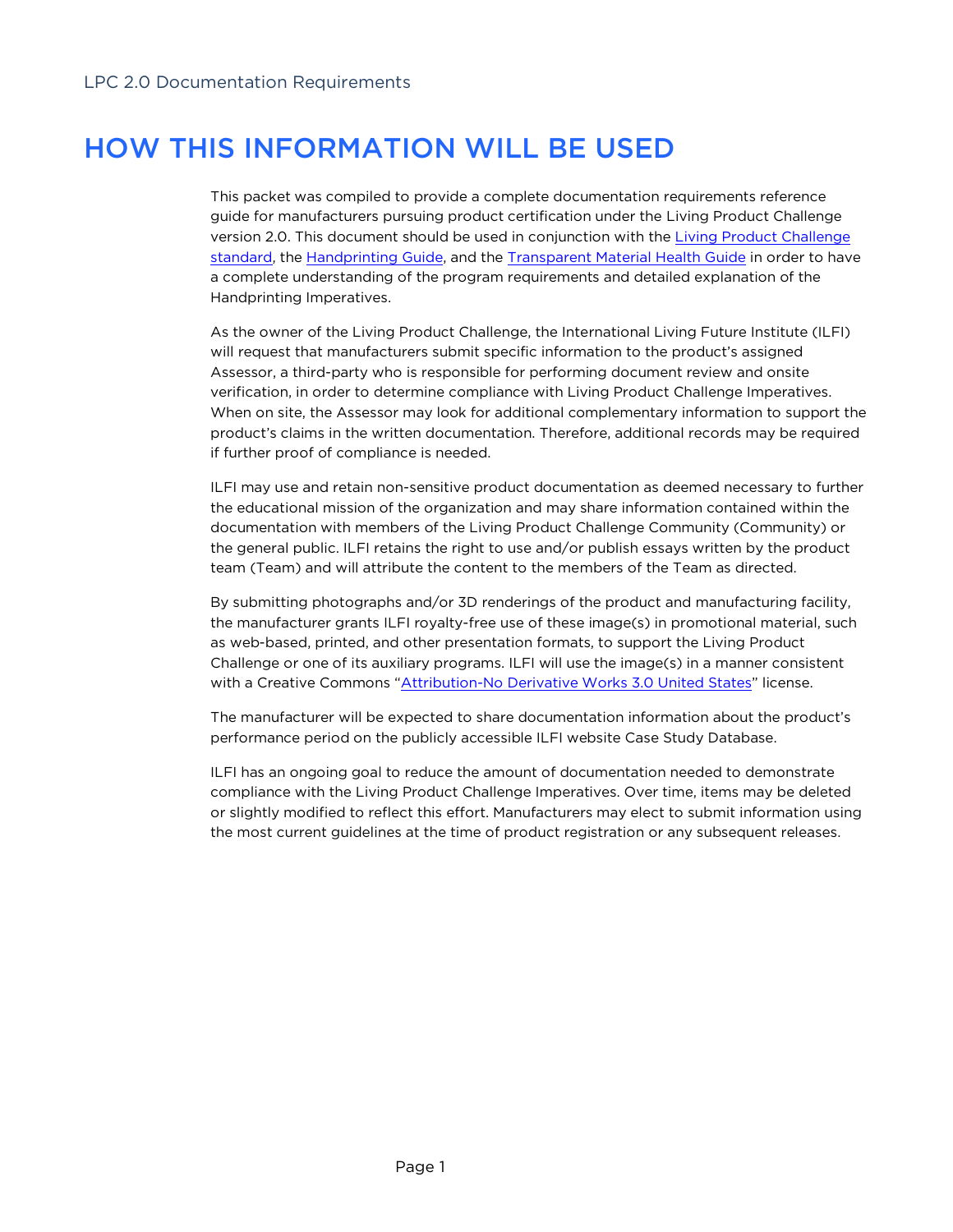# HOW THIS INFORMATION WILL BE USED

This packet was compiled to provide a complete documentation requirements reference guide for manufacturers pursuing product certification under the Living Product Challenge version 2.0. This document should be used in conjunction with the [Living Product Challenge standard](), the [Handprinting Guide](), and the [Transparent Material Health Guide]() in order to have a complete understanding of the program requirements and detailed explanation of the Handprinting Imperatives.

As the owner of the Living Product Challenge, the International Living Future Institute (ILFI) will request that manufacturers submit specific information to the product's assigned Assessor, a third-party who is responsible for performing document review and onsite verification, in order to determine compliance with Living Product Challenge Imperatives. When on site, the Assessor may look for additional complementary information to support the product's claims in the written documentation. Therefore, additional records may be required if further proof of compliance is needed.

ILFI may use and retain non-sensitive product documentation as deemed necessary to further the educational mission of the organization and may share information contained within the documentation with members of the Living Product Challenge Community (Community) or the general public. ILFI retains the right to use and/or publish essays written by the product team (Team) and will attribute the content to the members of the Team as directed.

By submitting photographs and/or 3D renderings of the product and manufacturing facility, the manufacturer grants ILFI royalty-free use of these image(s) in promotional material, such as web-based, printed, and other presentation formats, to support the Living Product Challenge or one of its auxiliary programs. ILFI will use the image(s) in a manner consistent with a Creative Commons "[Attribution-No Derivative Works 3.0 United States]()" license.

The manufacturer will be expected to share documentation information about the product's performance period on the publicly accessible ILFI website Case Study Database.

ILFI has an ongoing goal to reduce the amount of documentation needed to demonstrate compliance with the Living Product Challenge Imperatives. Over time, items may be deleted or slightly modified to reflect this effort. Manufacturers may elect to submit information using the most current guidelines at the time of product registration or any subsequent releases.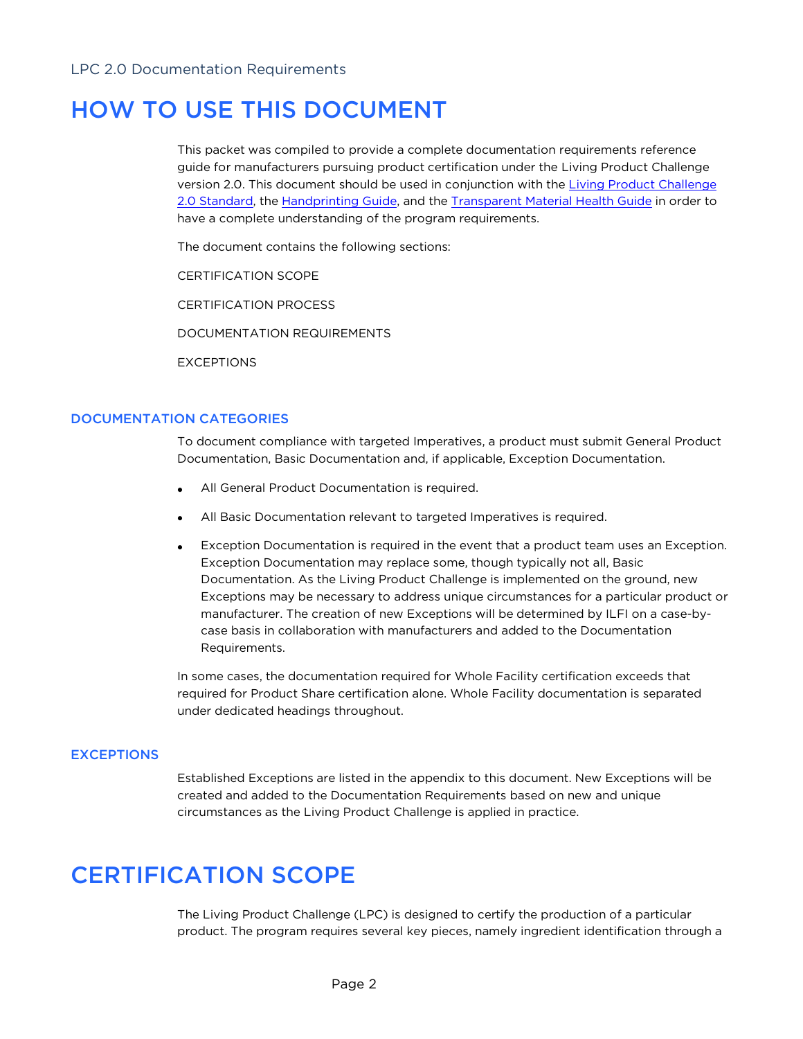# HOW TO USE THIS DOCUMENT

This packet was compiled to provide a complete documentation requirements reference guide for manufacturers pursuing product certification under the Living Product Challenge version 2.0. This document should be used in conjunction with the [Living Product Challenge 2.0 Standard](), the [Handprinting Guide](), and the [Transparent Material Health Guide]() in order to have a complete understanding of the program requirements.

The document contains the following sections:

CERTIFICATION SCOPE

CERTIFICATION PROCESS

DOCUMENTATION REQUIREMENTS

EXCEPTIONS

### DOCUMENTATION CATEGORIES

To document compliance with targeted Imperatives, a product must submit General Product Documentation, Basic Documentation and, if applicable, Exception Documentation.

- All General Product Documentation is required.
- All Basic Documentation relevant to targeted Imperatives is required.
- Exception Documentation is required in the event that a product team uses an Exception. Exception Documentation may replace some, though typically not all, Basic Documentation. As the Living Product Challenge is implemented on the ground, new Exceptions may be necessary to address unique circumstances for a particular product or manufacturer. The creation of new Exceptions will be determined by ILFI on a case-by-case basis in collaboration with manufacturers and added to the Documentation Requirements.

In some cases, the documentation required for Whole Facility certification exceeds that required for Product Share certification alone. Whole Facility documentation is separated under dedicated headings throughout.

### EXCEPTIONS

Established Exceptions are listed in the appendix to this document. New Exceptions will be created and added to the Documentation Requirements based on new and unique circumstances as the Living Product Challenge is applied in practice.

# CERTIFICATION SCOPE

The Living Product Challenge (LPC) is designed to certify the production of a particular product. The program requires several key pieces, namely ingredient identification through a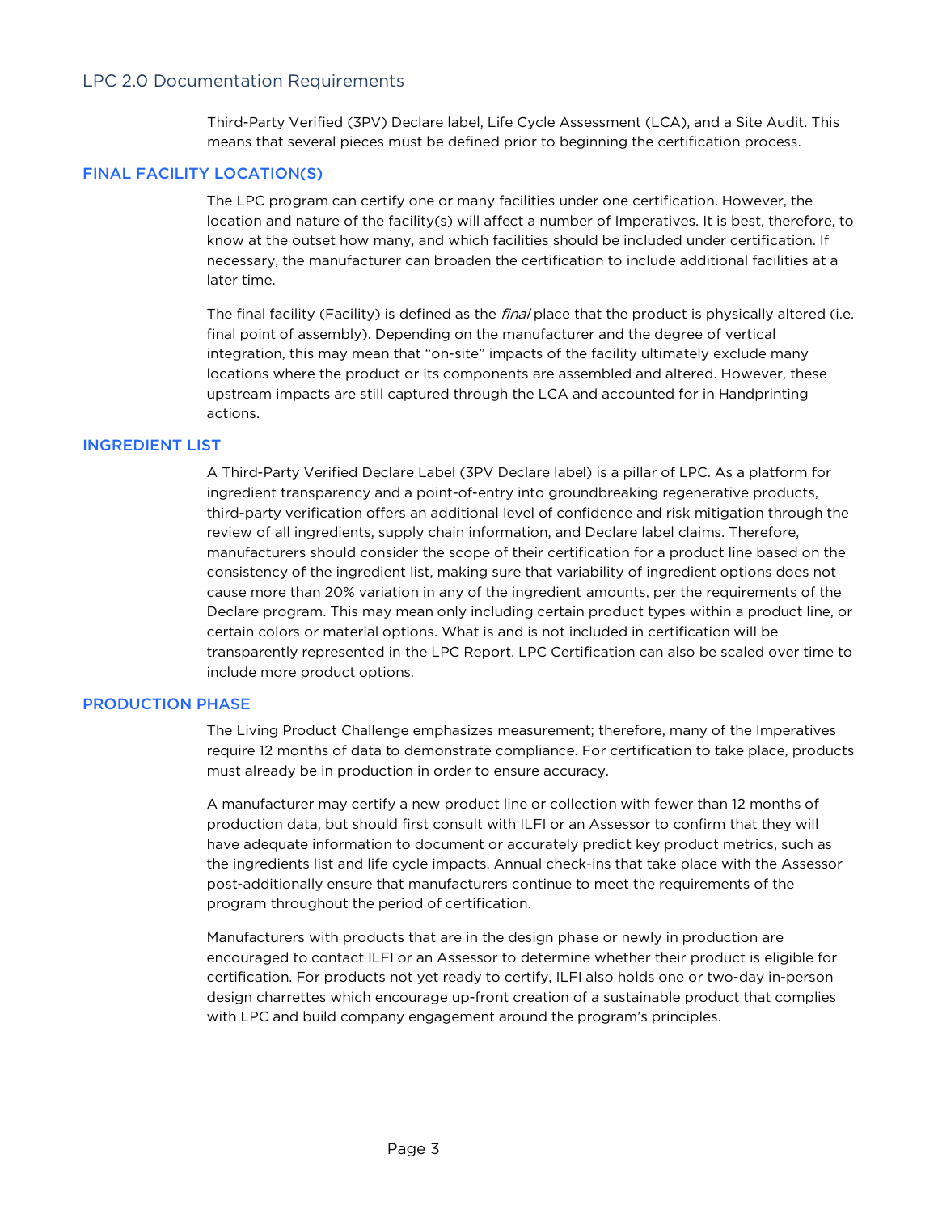Third-Party Verified (3PV) Declare label, Life Cycle Assessment (LCA), and a Site Audit. This means that several pieces must be defined prior to beginning the certification process.

## FINAL FACILITY LOCATION(S)

The LPC program can certify one or many facilities under one certification. However, the location and nature of the facility(s) will affect a number of Imperatives. It is best, therefore, to know at the outset how many, and which facilities should be included under certification. If necessary, the manufacturer can broaden the certification to include additional facilities at a later time.

The final facility (Facility) is defined as the *final* place that the product is physically altered (i.e. final point of assembly). Depending on the manufacturer and the degree of vertical integration, this may mean that "on-site" impacts of the facility ultimately exclude many locations where the product or its components are assembled and altered. However, these upstream impacts are still captured through the LCA and accounted for in Handprinting actions.

## INGREDIENT LIST

A Third-Party Verified Declare Label (3PV Declare label) is a pillar of LPC. As a platform for ingredient transparency and a point-of-entry into groundbreaking regenerative products, third-party verification offers an additional level of confidence and risk mitigation through the review of all ingredients, supply chain information, and Declare label claims. Therefore, manufacturers should consider the scope of their certification for a product line based on the consistency of the ingredient list, making sure that variability of ingredient options does not cause more than 20% variation in any of the ingredient amounts, per the requirements of the Declare program. This may mean only including certain product types within a product line, or certain colors or material options. What is and is not included in certification will be transparently represented in the LPC Report. LPC Certification can also be scaled over time to include more product options.

## PRODUCTION PHASE

The Living Product Challenge emphasizes measurement; therefore, many of the Imperatives require 12 months of data to demonstrate compliance. For certification to take place, products must already be in production in order to ensure accuracy.

A manufacturer may certify a new product line or collection with fewer than 12 months of production data, but should first consult with ILFI or an Assessor to confirm that they will have adequate information to document or accurately predict key product metrics, such as the ingredients list and life cycle impacts. Annual check-ins that take place with the Assessor post-additionally ensure that manufacturers continue to meet the requirements of the program throughout the period of certification.

Manufacturers with products that are in the design phase or newly in production are encouraged to contact ILFI or an Assessor to determine whether their product is eligible for certification. For products not yet ready to certify, ILFI also holds one or two-day in-person design charrettes which encourage up-front creation of a sustainable product that complies with LPC and build company engagement around the program's principles.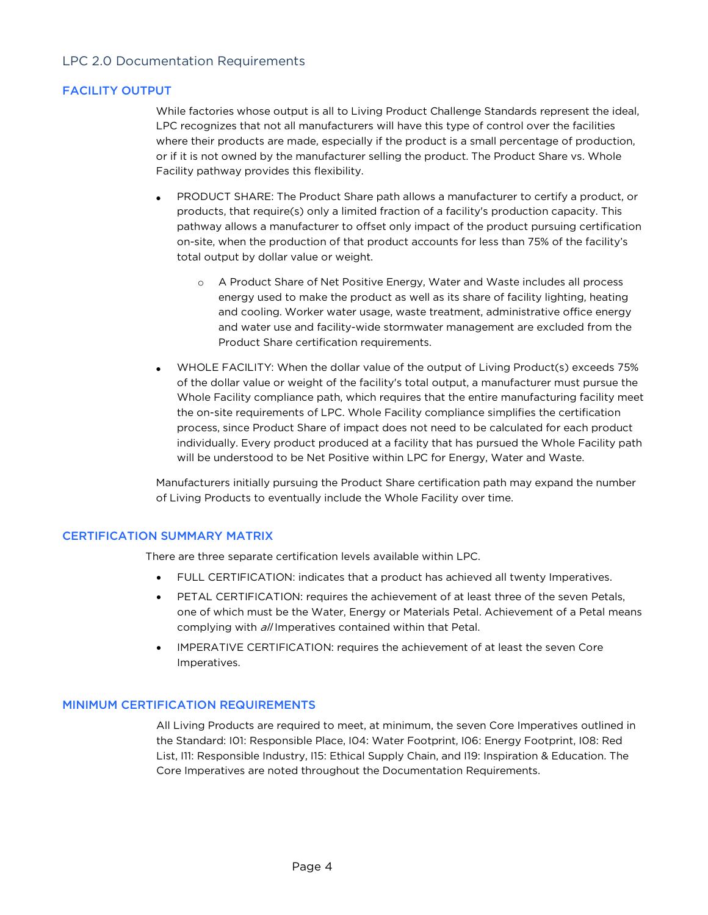## LPC 2.0 Documentation Requirements

### FACILITY OUTPUT

While factories whose output is all to Living Product Challenge Standards represent the ideal, LPC recognizes that not all manufacturers will have this type of control over the facilities where their products are made, especially if the product is a small percentage of production, or if it is not owned by the manufacturer selling the product. The Product Share vs. Whole Facility pathway provides this flexibility.

- PRODUCT SHARE: The Product Share path allows a manufacturer to certify a product, or products, that require(s) only a limited fraction of a facility's production capacity. This pathway allows a manufacturer to offset only impact of the product pursuing certification on-site, when the production of that product accounts for less than 75% of the facility's total output by dollar value or weight.
    - A Product Share of Net Positive Energy, Water and Waste includes all process energy used to make the product as well as its share of facility lighting, heating and cooling. Worker water usage, waste treatment, administrative office energy and water use and facility-wide stormwater management are excluded from the Product Share certification requirements.
- WHOLE FACILITY: When the dollar value of the output of Living Product(s) exceeds 75% of the dollar value or weight of the facility's total output, a manufacturer must pursue the Whole Facility compliance path, which requires that the entire manufacturing facility meet the on-site requirements of LPC. Whole Facility compliance simplifies the certification process, since Product Share of impact does not need to be calculated for each product individually. Every product produced at a facility that has pursued the Whole Facility path will be understood to be Net Positive within LPC for Energy, Water and Waste.

Manufacturers initially pursuing the Product Share certification path may expand the number of Living Products to eventually include the Whole Facility over time.

### CERTIFICATION SUMMARY MATRIX

There are three separate certification levels available within LPC.

- FULL CERTIFICATION: indicates that a product has achieved all twenty Imperatives.
- PETAL CERTIFICATION: requires the achievement of at least three of the seven Petals, one of which must be the Water, Energy or Materials Petal. Achievement of a Petal means complying with *all* Imperatives contained within that Petal.
- IMPERATIVE CERTIFICATION: requires the achievement of at least the seven Core Imperatives.

### MINIMUM CERTIFICATION REQUIREMENTS

All Living Products are required to meet, at minimum, the seven Core Imperatives outlined in the Standard: I01: Responsible Place, I04: Water Footprint, I06: Energy Footprint, I08: Red List, I11: Responsible Industry, I15: Ethical Supply Chain, and I19: Inspiration & Education. The Core Imperatives are noted throughout the Documentation Requirements.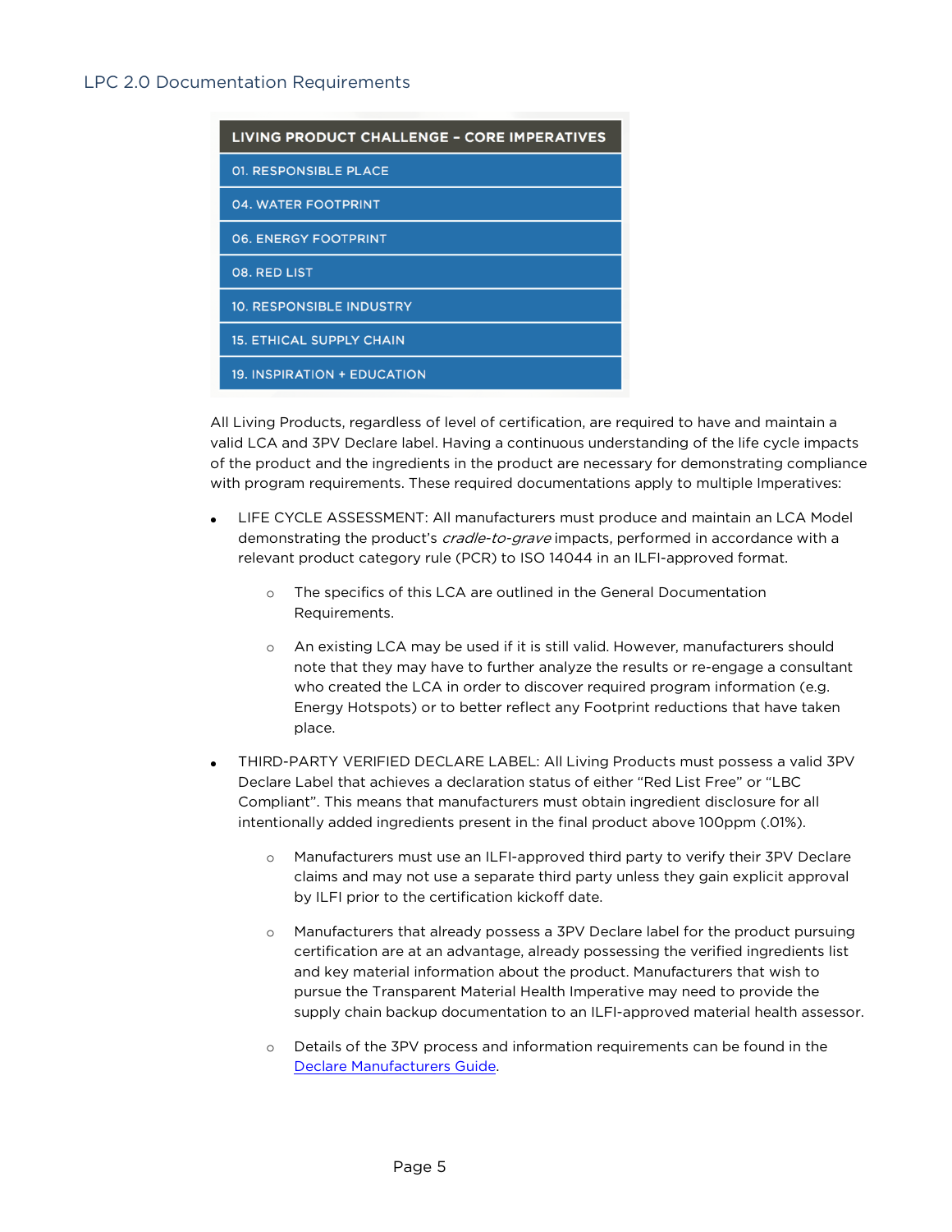## LPC 2.0 Documentation Requirements

| LIVING PRODUCT CHALLENGE - CORE IMPERATIVES |
| --- |
| 01. RESPONSIBLE PLACE |
| 04. WATER FOOTPRINT |
| 06. ENERGY FOOTPRINT |
| 08. RED LIST |
| 10. RESPONSIBLE INDUSTRY |
| 15. ETHICAL SUPPLY CHAIN |
| 19. INSPIRATION + EDUCATION |

All Living Products, regardless of level of certification, are required to have and maintain a valid LCA and 3PV Declare label. Having a continuous understanding of the life cycle impacts of the product and the ingredients in the product are necessary for demonstrating compliance with program requirements. These required documentations apply to multiple Imperatives:

- LIFE CYCLE ASSESSMENT: All manufacturers must produce and maintain an LCA Model demonstrating the product's *cradle-to-grave* impacts, performed in accordance with a relevant product category rule (PCR) to ISO 14044 in an ILFI-approved format.
    - The specifics of this LCA are outlined in the General Documentation Requirements.
    - An existing LCA may be used if it is still valid. However, manufacturers should note that they may have to further analyze the results or re-engage a consultant who created the LCA in order to discover required program information (e.g. Energy Hotspots) or to better reflect any Footprint reductions that have taken place.
- THIRD-PARTY VERIFIED DECLARE LABEL: All Living Products must possess a valid 3PV Declare Label that achieves a declaration status of either "Red List Free" or "LBC Compliant". This means that manufacturers must obtain ingredient disclosure for all intentionally added ingredients present in the final product above 100ppm (.01%).
    - Manufacturers must use an ILFI-approved third party to verify their 3PV Declare claims and may not use a separate third party unless they gain explicit approval by ILFI prior to the certification kickoff date.
    - Manufacturers that already possess a 3PV Declare label for the product pursuing certification are at an advantage, already possessing the verified ingredients list and key material information about the product. Manufacturers that wish to pursue the Transparent Material Health Imperative may need to provide the supply chain backup documentation to an ILFI-approved material health assessor.
    - Details of the 3PV process and information requirements can be found in the Declare Manufacturers Guide.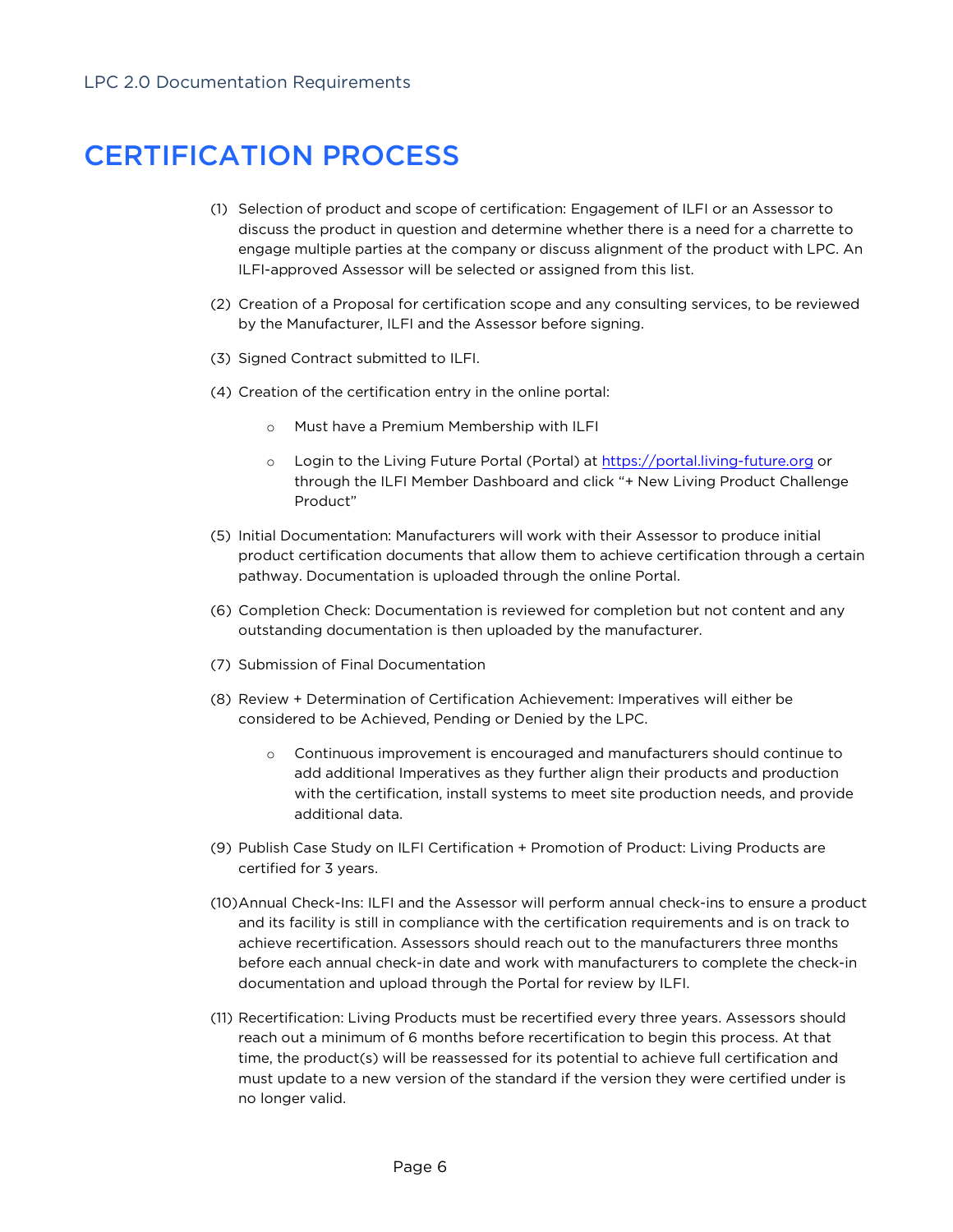# CERTIFICATION PROCESS

(1) Selection of product and scope of certification: Engagement of ILFI or an Assessor to discuss the product in question and determine whether there is a need for a charrette to engage multiple parties at the company or discuss alignment of the product with LPC. An ILFI-approved Assessor will be selected or assigned from this list.

(2) Creation of a Proposal for certification scope and any consulting services, to be reviewed by the Manufacturer, ILFI and the Assessor before signing.

(3) Signed Contract submitted to ILFI.

(4) Creation of the certification entry in the online portal:

- Must have a Premium Membership with ILFI
- Login to the Living Future Portal (Portal) at https://portal.living-future.org or through the ILFI Member Dashboard and click "+ New Living Product Challenge Product"

(5) Initial Documentation: Manufacturers will work with their Assessor to produce initial product certification documents that allow them to achieve certification through a certain pathway. Documentation is uploaded through the online Portal.

(6) Completion Check: Documentation is reviewed for completion but not content and any outstanding documentation is then uploaded by the manufacturer.

(7) Submission of Final Documentation

(8) Review + Determination of Certification Achievement: Imperatives will either be considered to be Achieved, Pending or Denied by the LPC.

- Continuous improvement is encouraged and manufacturers should continue to add additional Imperatives as they further align their products and production with the certification, install systems to meet site production needs, and provide additional data.

(9) Publish Case Study on ILFI Certification + Promotion of Product: Living Products are certified for 3 years.

(10) Annual Check-Ins: ILFI and the Assessor will perform annual check-ins to ensure a product and its facility is still in compliance with the certification requirements and is on track to achieve recertification. Assessors should reach out to the manufacturers three months before each annual check-in date and work with manufacturers to complete the check-in documentation and upload through the Portal for review by ILFI.

(11) Recertification: Living Products must be recertified every three years. Assessors should reach out a minimum of 6 months before recertification to begin this process. At that time, the product(s) will be reassessed for its potential to achieve full certification and must update to a new version of the standard if the version they were certified under is no longer valid.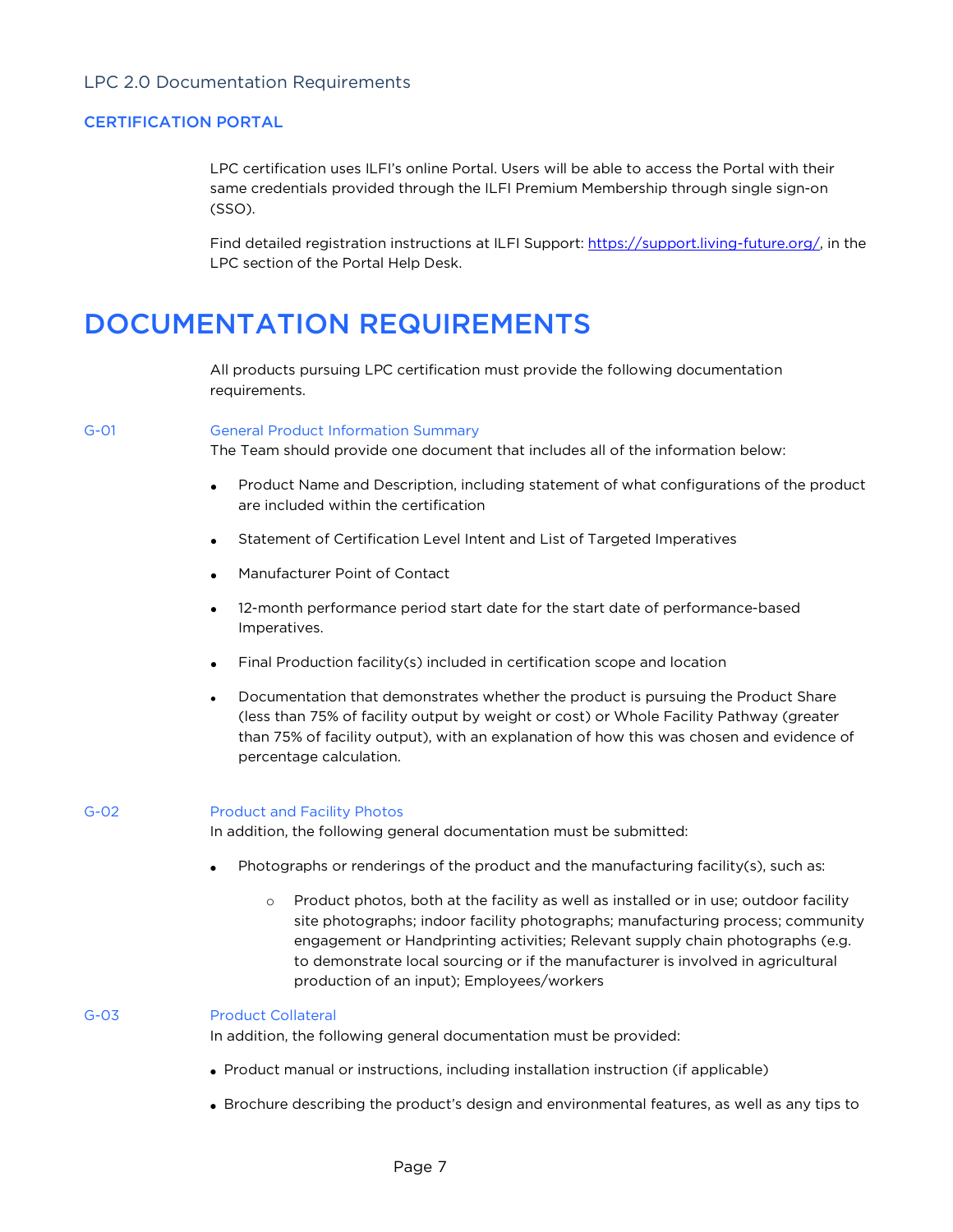LPC 2.0 Documentation Requirements

### CERTIFICATION PORTAL

LPC certification uses ILFI's online Portal. Users will be able to access the Portal with their same credentials provided through the ILFI Premium Membership through single sign-on (SSO).

Find detailed registration instructions at ILFI Support: https://support.living-future.org/, in the LPC section of the Portal Help Desk.

# DOCUMENTATION REQUIREMENTS

All products pursuing LPC certification must provide the following documentation requirements.

### G-01 General Product Information Summary

The Team should provide one document that includes all of the information below:

- Product Name and Description, including statement of what configurations of the product are included within the certification
- Statement of Certification Level Intent and List of Targeted Imperatives
- Manufacturer Point of Contact
- 12-month performance period start date for the start date of performance-based Imperatives.
- Final Production facility(s) included in certification scope and location
- Documentation that demonstrates whether the product is pursuing the Product Share (less than 75% of facility output by weight or cost) or Whole Facility Pathway (greater than 75% of facility output), with an explanation of how this was chosen and evidence of percentage calculation.

### G-02 Product and Facility Photos

In addition, the following general documentation must be submitted:

- Photographs or renderings of the product and the manufacturing facility(s), such as:
  - Product photos, both at the facility as well as installed or in use; outdoor facility site photographs; indoor facility photographs; manufacturing process; community engagement or Handprinting activities; Relevant supply chain photographs (e.g. to demonstrate local sourcing or if the manufacturer is involved in agricultural production of an input); Employees/workers

### G-03 Product Collateral

In addition, the following general documentation must be provided:

- Product manual or instructions, including installation instruction (if applicable)
- Brochure describing the product's design and environmental features, as well as any tips to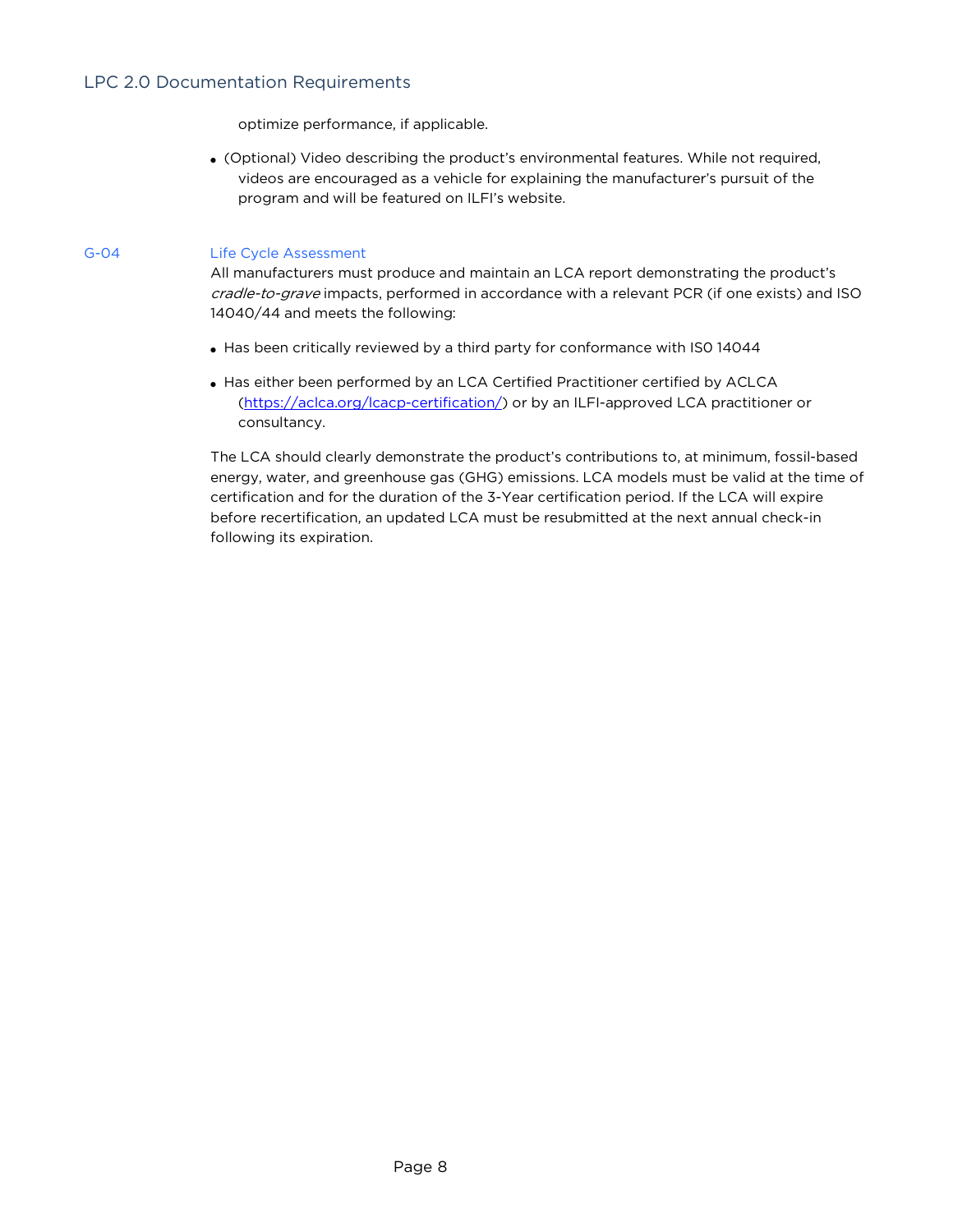optimize performance, if applicable.

- (Optional) Video describing the product's environmental features. While not required, videos are encouraged as a vehicle for explaining the manufacturer's pursuit of the program and will be featured on ILFI's website.

## G-04 Life Cycle Assessment

All manufacturers must produce and maintain an LCA report demonstrating the product's *cradle-to-grave* impacts, performed in accordance with a relevant PCR (if one exists) and ISO 14040/44 and meets the following:

- Has been critically reviewed by a third party for conformance with IS0 14044
- Has either been performed by an LCA Certified Practitioner certified by ACLCA ([https://aclca.org/lcacp-certification/](https://aclca.org/lcacp-certification/)) or by an ILFI-approved LCA practitioner or consultancy.

The LCA should clearly demonstrate the product's contributions to, at minimum, fossil-based energy, water, and greenhouse gas (GHG) emissions. LCA models must be valid at the time of certification and for the duration of the 3-Year certification period. If the LCA will expire before recertification, an updated LCA must be resubmitted at the next annual check-in following its expiration.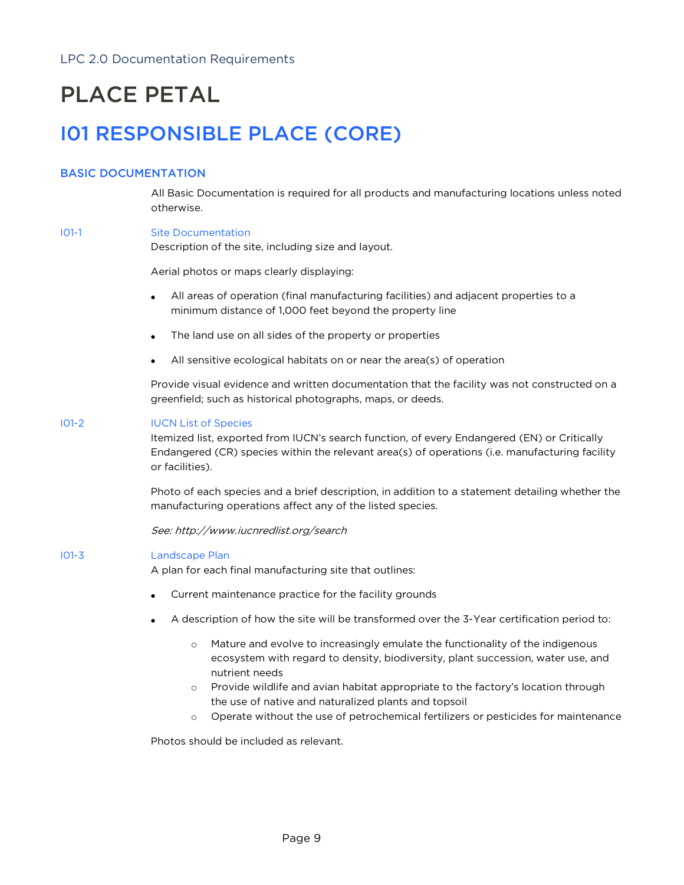# PLACE PETAL

## I01 RESPONSIBLE PLACE (CORE)

### BASIC DOCUMENTATION

All Basic Documentation is required for all products and manufacturing locations unless noted otherwise.

**I01-1 Site Documentation**

Description of the site, including size and layout.

Aerial photos or maps clearly displaying:

- All areas of operation (final manufacturing facilities) and adjacent properties to a minimum distance of 1,000 feet beyond the property line
- The land use on all sides of the property or properties
- All sensitive ecological habitats on or near the area(s) of operation

Provide visual evidence and written documentation that the facility was not constructed on a greenfield; such as historical photographs, maps, or deeds.

**I01-2 IUCN List of Species**

Itemized list, exported from IUCN's search function, of every Endangered (EN) or Critically Endangered (CR) species within the relevant area(s) of operations (i.e. manufacturing facility or facilities).

Photo of each species and a brief description, in addition to a statement detailing whether the manufacturing operations affect any of the listed species.

*See: http://www.iucnredlist.org/search*

**I01-3 Landscape Plan**

A plan for each final manufacturing site that outlines:

- Current maintenance practice for the facility grounds
- A description of how the site will be transformed over the 3-Year certification period to:
    - Mature and evolve to increasingly emulate the functionality of the indigenous ecosystem with regard to density, biodiversity, plant succession, water use, and nutrient needs
    - Provide wildlife and avian habitat appropriate to the factory's location through the use of native and naturalized plants and topsoil
    - Operate without the use of petrochemical fertilizers or pesticides for maintenance

Photos should be included as relevant.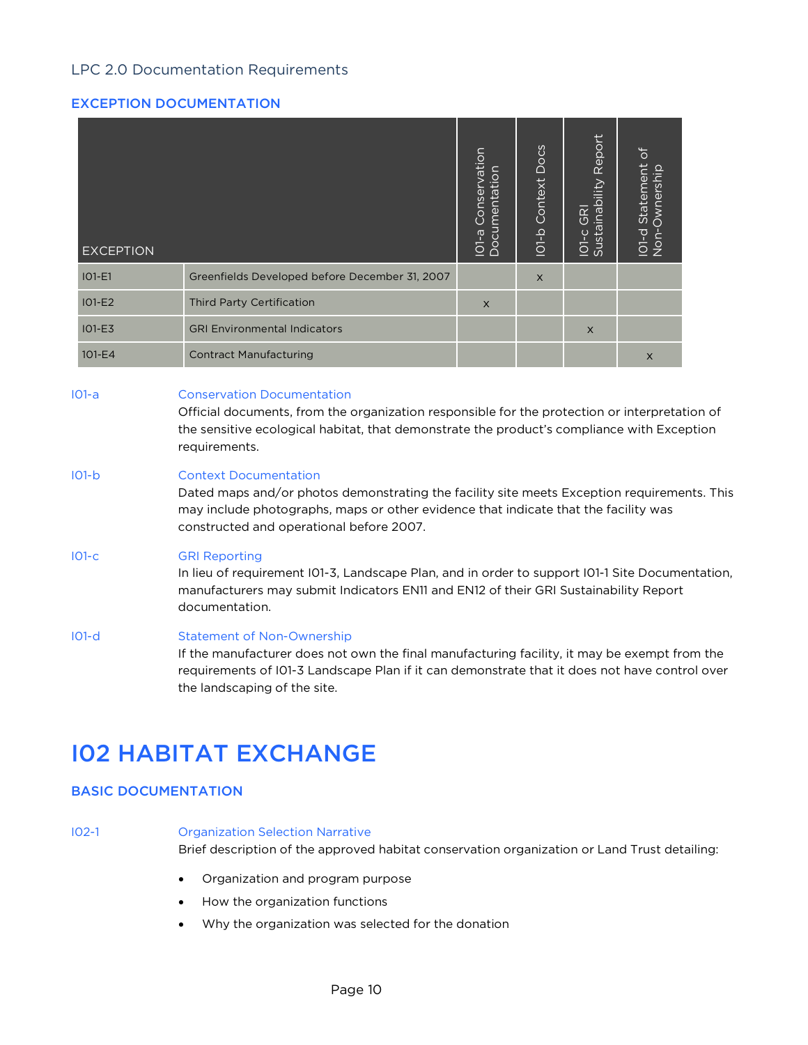LPC 2.0 Documentation Requirements

### EXCEPTION DOCUMENTATION

| EXCEPTION | | I01-a Conservation Documentation | I01-b Context Docs | I01-c GRI Sustainability Report | I01-d Statement of Non-Ownership |
|---|---|---|---|---|---|
| I01-E1 | Greenfields Developed before December 31, 2007 | | x | | |
| I01-E2 | Third Party Certification | x | | | |
| I01-E3 | GRI Environmental Indicators | | | x | |
| 101-E4 | Contract Manufacturing | | | | x |

**I01-a** Conservation Documentation
Official documents, from the organization responsible for the protection or interpretation of the sensitive ecological habitat, that demonstrate the product's compliance with Exception requirements.

**I01-b** Context Documentation
Dated maps and/or photos demonstrating the facility site meets Exception requirements. This may include photographs, maps or other evidence that indicate that the facility was constructed and operational before 2007.

**I01-c** GRI Reporting
In lieu of requirement I01-3, Landscape Plan, and in order to support I01-1 Site Documentation, manufacturers may submit Indicators EN11 and EN12 of their GRI Sustainability Report documentation.

**I01-d** Statement of Non-Ownership
If the manufacturer does not own the final manufacturing facility, it may be exempt from the requirements of I01-3 Landscape Plan if it can demonstrate that it does not have control over the landscaping of the site.

# I02 HABITAT EXCHANGE

### BASIC DOCUMENTATION

**I02-1** Organization Selection Narrative
Brief description of the approved habitat conservation organization or Land Trust detailing:

- Organization and program purpose
- How the organization functions
- Why the organization was selected for the donation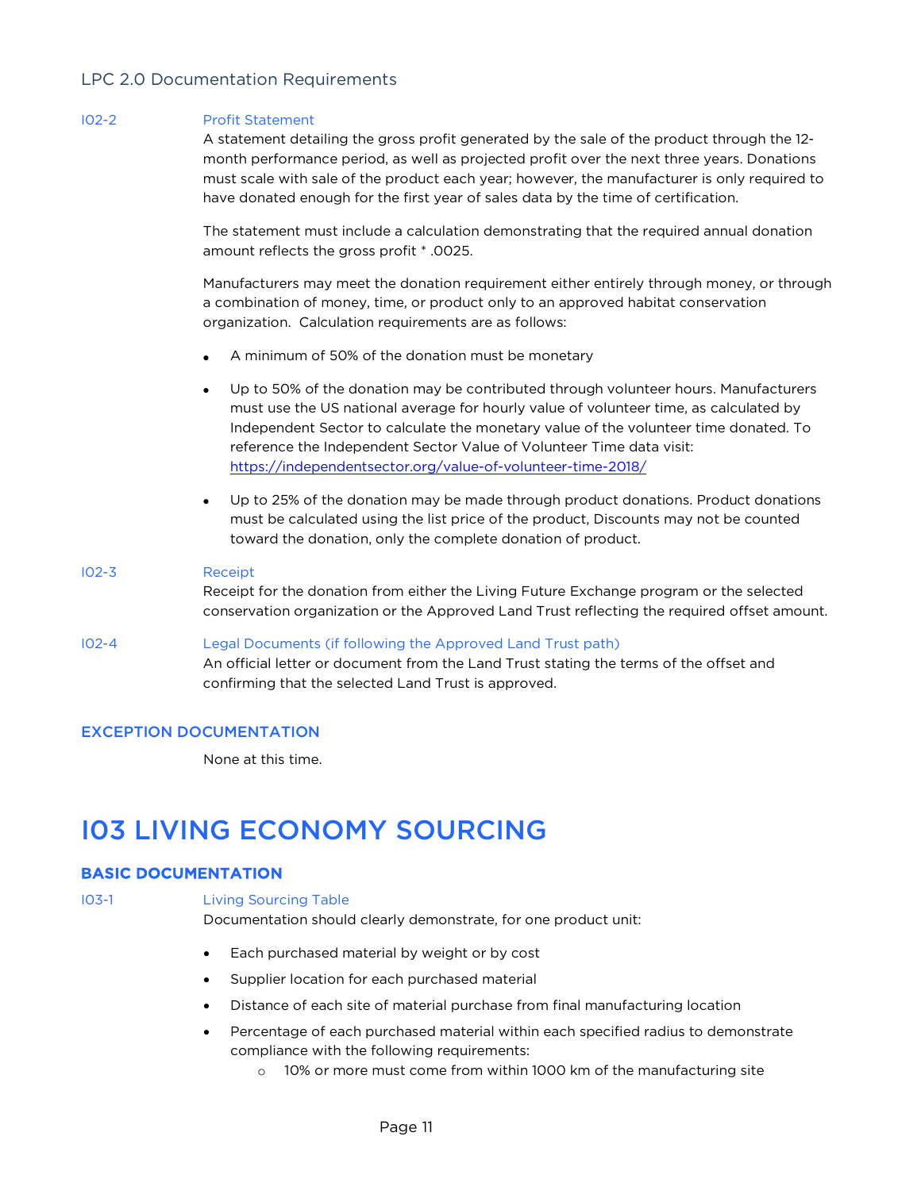LPC 2.0 Documentation Requirements

I02-2 **Profit Statement**

A statement detailing the gross profit generated by the sale of the product through the 12-month performance period, as well as projected profit over the next three years. Donations must scale with sale of the product each year; however, the manufacturer is only required to have donated enough for the first year of sales data by the time of certification.

The statement must include a calculation demonstrating that the required annual donation amount reflects the gross profit * .0025.

Manufacturers may meet the donation requirement either entirely through money, or through a combination of money, time, or product only to an approved habitat conservation organization. Calculation requirements are as follows:

- A minimum of 50% of the donation must be monetary
- Up to 50% of the donation may be contributed through volunteer hours. Manufacturers must use the US national average for hourly value of volunteer time, as calculated by Independent Sector to calculate the monetary value of the volunteer time donated. To reference the Independent Sector Value of Volunteer Time data visit: https://independentsector.org/value-of-volunteer-time-2018/
- Up to 25% of the donation may be made through product donations. Product donations must be calculated using the list price of the product, Discounts may not be counted toward the donation, only the complete donation of product.

I02-3 **Receipt**

Receipt for the donation from either the Living Future Exchange program or the selected conservation organization or the Approved Land Trust reflecting the required offset amount.

I02-4 **Legal Documents (if following the Approved Land Trust path)**

An official letter or document from the Land Trust stating the terms of the offset and confirming that the selected Land Trust is approved.

### EXCEPTION DOCUMENTATION

None at this time.

# I03 LIVING ECONOMY SOURCING

### BASIC DOCUMENTATION

I03-1 **Living Sourcing Table**

Documentation should clearly demonstrate, for one product unit:

- Each purchased material by weight or by cost
- Supplier location for each purchased material
- Distance of each site of material purchase from final manufacturing location
- Percentage of each purchased material within each specified radius to demonstrate compliance with the following requirements:
    - 10% or more must come from within 1000 km of the manufacturing site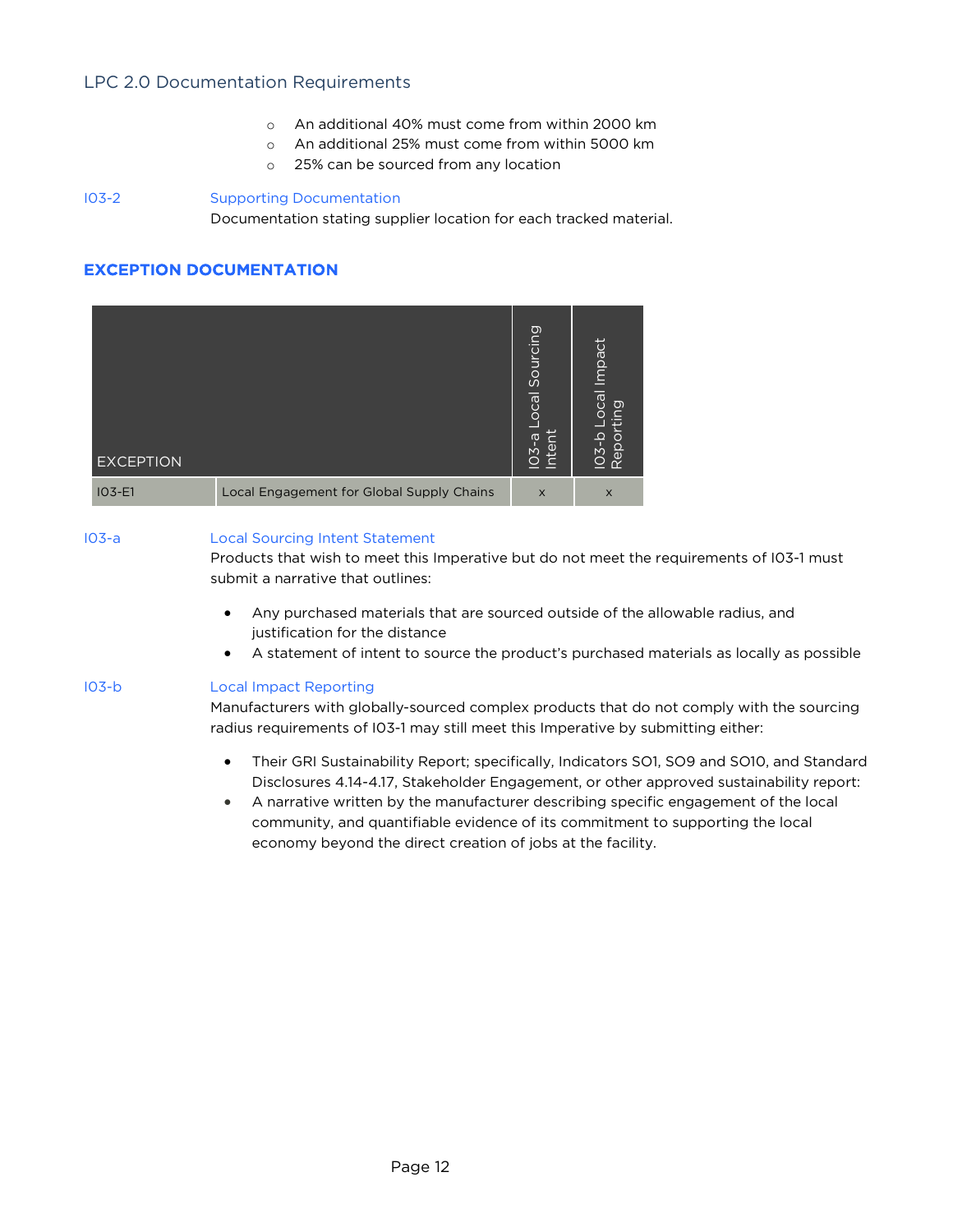- An additional 40% must come from within 2000 km
- An additional 25% must come from within 5000 km
- 25% can be sourced from any location

I03-2 **Supporting Documentation**
Documentation stating supplier location for each tracked material.

## EXCEPTION DOCUMENTATION

| EXCEPTION | | I03-a Local Sourcing Intent | I03-b Local Impact Reporting |
|---|---|---|---|
| I03-E1 | Local Engagement for Global Supply Chains | x | x |

I03-a **Local Sourcing Intent Statement**
Products that wish to meet this Imperative but do not meet the requirements of I03-1 must submit a narrative that outlines:

- Any purchased materials that are sourced outside of the allowable radius, and justification for the distance
- A statement of intent to source the product's purchased materials as locally as possible

I03-b **Local Impact Reporting**
Manufacturers with globally-sourced complex products that do not comply with the sourcing radius requirements of I03-1 may still meet this Imperative by submitting either:

- Their GRI Sustainability Report; specifically, Indicators SO1, SO9 and SO10, and Standard Disclosures 4.14-4.17, Stakeholder Engagement, or other approved sustainability report:
- A narrative written by the manufacturer describing specific engagement of the local community, and quantifiable evidence of its commitment to supporting the local economy beyond the direct creation of jobs at the facility.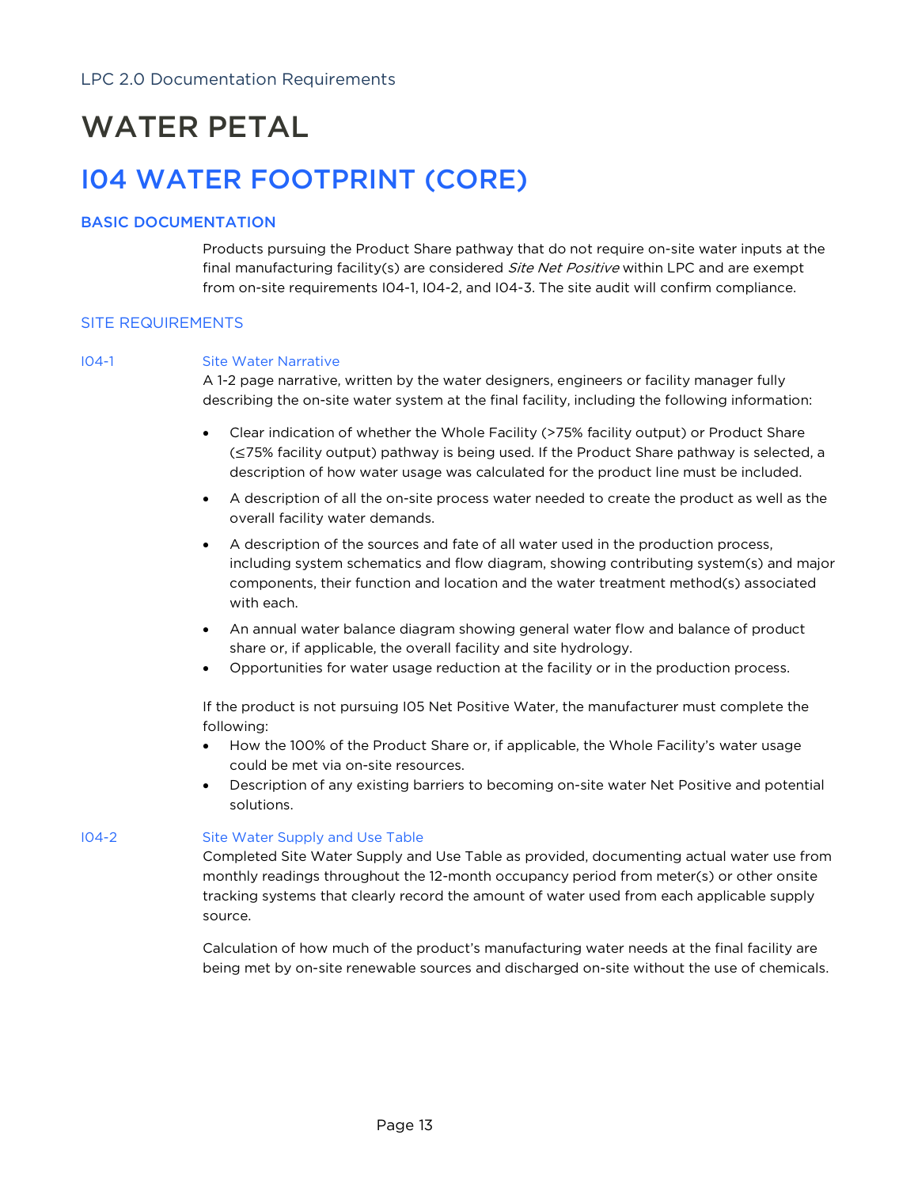# WATER PETAL

## I04 WATER FOOTPRINT (CORE)

### BASIC DOCUMENTATION

Products pursuing the Product Share pathway that do not require on-site water inputs at the final manufacturing facility(s) are considered *Site Net Positive* within LPC and are exempt from on-site requirements I04-1, I04-2, and I04-3. The site audit will confirm compliance.

### SITE REQUIREMENTS

**I04-1 Site Water Narrative**

A 1-2 page narrative, written by the water designers, engineers or facility manager fully describing the on-site water system at the final facility, including the following information:

- Clear indication of whether the Whole Facility (>75% facility output) or Product Share (≤75% facility output) pathway is being used. If the Product Share pathway is selected, a description of how water usage was calculated for the product line must be included.
- A description of all the on-site process water needed to create the product as well as the overall facility water demands.
- A description of the sources and fate of all water used in the production process, including system schematics and flow diagram, showing contributing system(s) and major components, their function and location and the water treatment method(s) associated with each.
- An annual water balance diagram showing general water flow and balance of product share or, if applicable, the overall facility and site hydrology.
- Opportunities for water usage reduction at the facility or in the production process.

If the product is not pursuing I05 Net Positive Water, the manufacturer must complete the following:

- How the 100% of the Product Share or, if applicable, the Whole Facility's water usage could be met via on-site resources.
- Description of any existing barriers to becoming on-site water Net Positive and potential solutions.

**I04-2 Site Water Supply and Use Table**

Completed Site Water Supply and Use Table as provided, documenting actual water use from monthly readings throughout the 12-month occupancy period from meter(s) or other onsite tracking systems that clearly record the amount of water used from each applicable supply source.

Calculation of how much of the product's manufacturing water needs at the final facility are being met by on-site renewable sources and discharged on-site without the use of chemicals.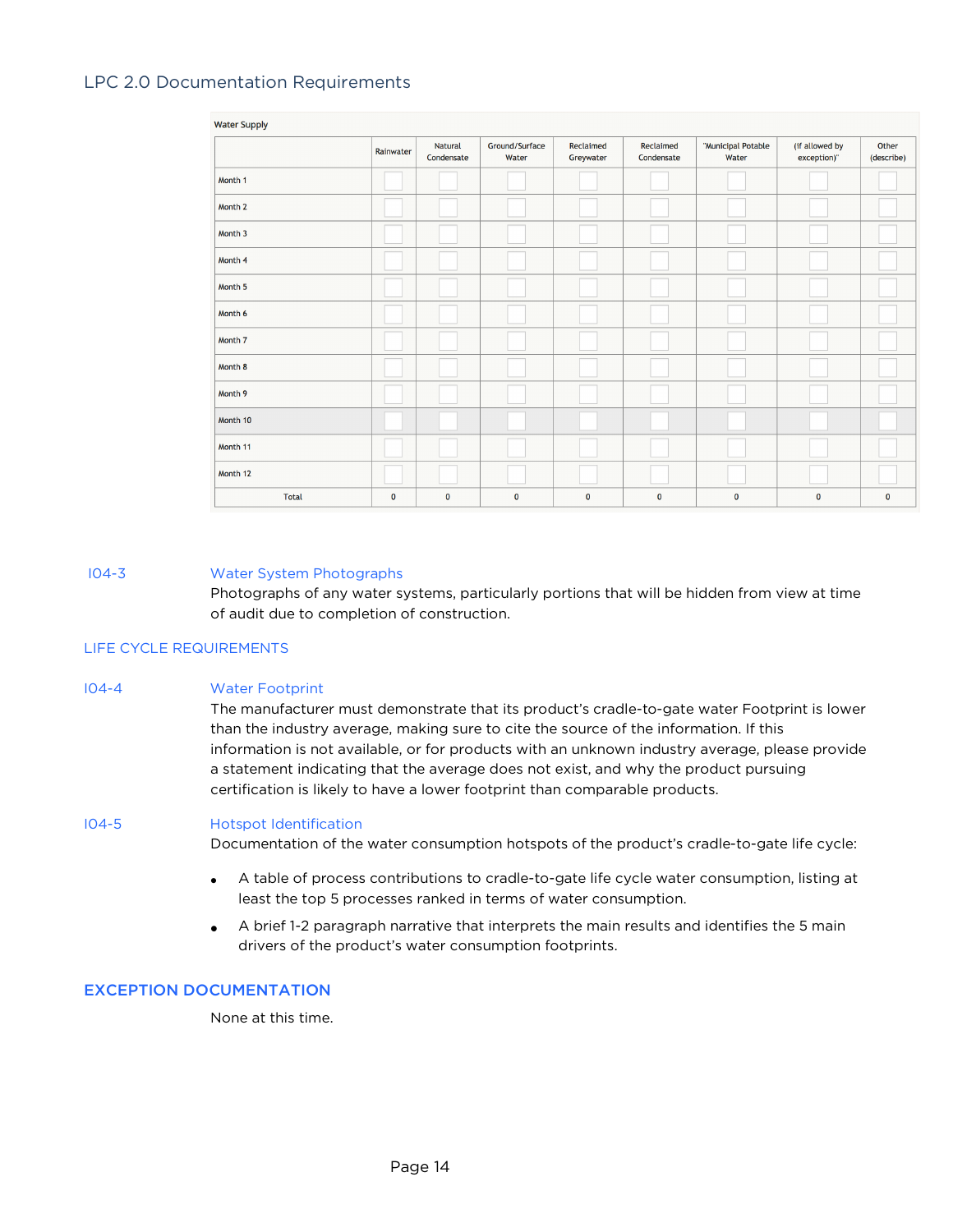## LPC 2.0 Documentation Requirements

Water Supply

| | Rainwater | Natural Condensate | Ground/Surface Water | Reclaimed Greywater | Reclaimed Condensate | "Municipal Potable Water | (if allowed by exception)" | Other (describe) |
|---|---|---|---|---|---|---|---|---|
| Month 1 | | | | | | | | |
| Month 2 | | | | | | | | |
| Month 3 | | | | | | | | |
| Month 4 | | | | | | | | |
| Month 5 | | | | | | | | |
| Month 6 | | | | | | | | |
| Month 7 | | | | | | | | |
| Month 8 | | | | | | | | |
| Month 9 | | | | | | | | |
| Month 10 | | | | | | | | |
| Month 11 | | | | | | | | |
| Month 12 | | | | | | | | |
| Total | 0 | 0 | 0 | 0 | 0 | 0 | 0 | 0 |

**I04-3 Water System Photographs**

Photographs of any water systems, particularly portions that will be hidden from view at time of audit due to completion of construction.

### LIFE CYCLE REQUIREMENTS

**I04-4 Water Footprint**

The manufacturer must demonstrate that its product's cradle-to-gate water Footprint is lower than the industry average, making sure to cite the source of the information. If this information is not available, or for products with an unknown industry average, please provide a statement indicating that the average does not exist, and why the product pursuing certification is likely to have a lower footprint than comparable products.

**I04-5 Hotspot Identification**

Documentation of the water consumption hotspots of the product's cradle-to-gate life cycle:

- A table of process contributions to cradle-to-gate life cycle water consumption, listing at least the top 5 processes ranked in terms of water consumption.
- A brief 1-2 paragraph narrative that interprets the main results and identifies the 5 main drivers of the product's water consumption footprints.

### EXCEPTION DOCUMENTATION

None at this time.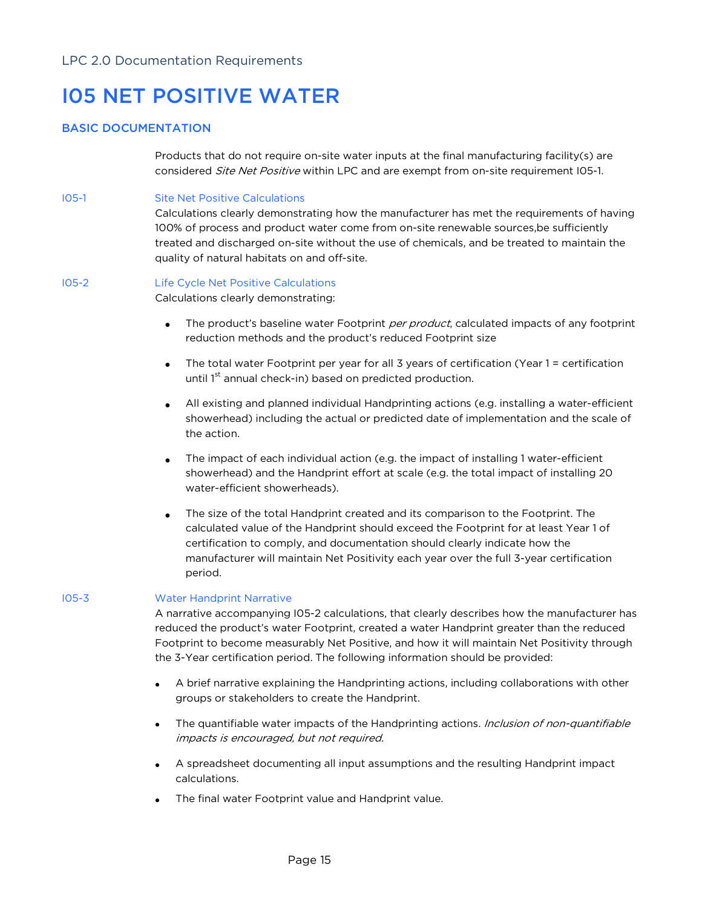# I05 NET POSITIVE WATER

## BASIC DOCUMENTATION

Products that do not require on-site water inputs at the final manufacturing facility(s) are considered *Site Net Positive* within LPC and are exempt from on-site requirement I05-1.

**I05-1 Site Net Positive Calculations**

Calculations clearly demonstrating how the manufacturer has met the requirements of having 100% of process and product water come from on-site renewable sources,be sufficiently treated and discharged on-site without the use of chemicals, and be treated to maintain the quality of natural habitats on and off-site.

**I05-2 Life Cycle Net Positive Calculations**

Calculations clearly demonstrating:

- The product's baseline water Footprint *per product*, calculated impacts of any footprint reduction methods and the product's reduced Footprint size
- The total water Footprint per year for all 3 years of certification (Year 1 = certification until 1st annual check-in) based on predicted production.
- All existing and planned individual Handprinting actions (e.g. installing a water-efficient showerhead) including the actual or predicted date of implementation and the scale of the action.
- The impact of each individual action (e.g. the impact of installing 1 water-efficient showerhead) and the Handprint effort at scale (e.g. the total impact of installing 20 water-efficient showerheads).
- The size of the total Handprint created and its comparison to the Footprint. The calculated value of the Handprint should exceed the Footprint for at least Year 1 of certification to comply, and documentation should clearly indicate how the manufacturer will maintain Net Positivity each year over the full 3-year certification period.

**I05-3 Water Handprint Narrative**

A narrative accompanying I05-2 calculations, that clearly describes how the manufacturer has reduced the product's water Footprint, created a water Handprint greater than the reduced Footprint to become measurably Net Positive, and how it will maintain Net Positivity through the 3-Year certification period. The following information should be provided:

- A brief narrative explaining the Handprinting actions, including collaborations with other groups or stakeholders to create the Handprint.
- The quantifiable water impacts of the Handprinting actions. *Inclusion of non-quantifiable impacts is encouraged, but not required.*
- A spreadsheet documenting all input assumptions and the resulting Handprint impact calculations.
- The final water Footprint value and Handprint value.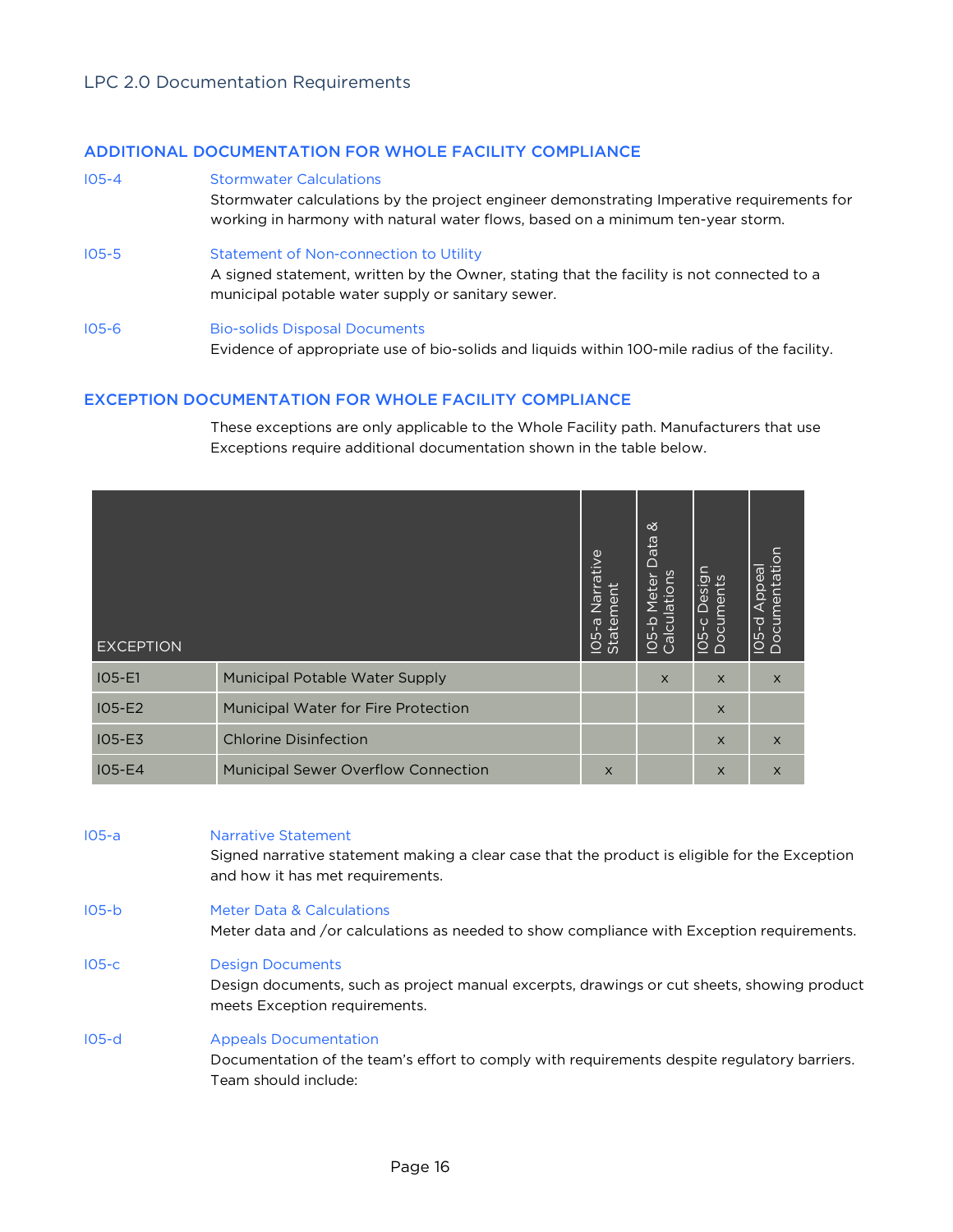## ADDITIONAL DOCUMENTATION FOR WHOLE FACILITY COMPLIANCE

**I05-4** Stormwater Calculations

Stormwater calculations by the project engineer demonstrating Imperative requirements for working in harmony with natural water flows, based on a minimum ten-year storm.

**I05-5** Statement of Non-connection to Utility

A signed statement, written by the Owner, stating that the facility is not connected to a municipal potable water supply or sanitary sewer.

**I05-6** Bio-solids Disposal Documents

Evidence of appropriate use of bio-solids and liquids within 100-mile radius of the facility.

## EXCEPTION DOCUMENTATION FOR WHOLE FACILITY COMPLIANCE

These exceptions are only applicable to the Whole Facility path. Manufacturers that use Exceptions require additional documentation shown in the table below.

| EXCEPTION | | I05-a Narrative Statement | I05-b Meter Data & Calculations | I05-c Design Documents | I05-d Appeal Documentation |
|---|---|---|---|---|---|
| I05-E1 | Municipal Potable Water Supply | | x | x | x |
| I05-E2 | Municipal Water for Fire Protection | | | x | |
| I05-E3 | Chlorine Disinfection | | | x | x |
| I05-E4 | Municipal Sewer Overflow Connection | x | | x | x |

**I05-a** Narrative Statement

Signed narrative statement making a clear case that the product is eligible for the Exception and how it has met requirements.

**I05-b** Meter Data & Calculations

Meter data and /or calculations as needed to show compliance with Exception requirements.

**I05-c** Design Documents

Design documents, such as project manual excerpts, drawings or cut sheets, showing product meets Exception requirements.

**I05-d** Appeals Documentation

Documentation of the team's effort to comply with requirements despite regulatory barriers. Team should include: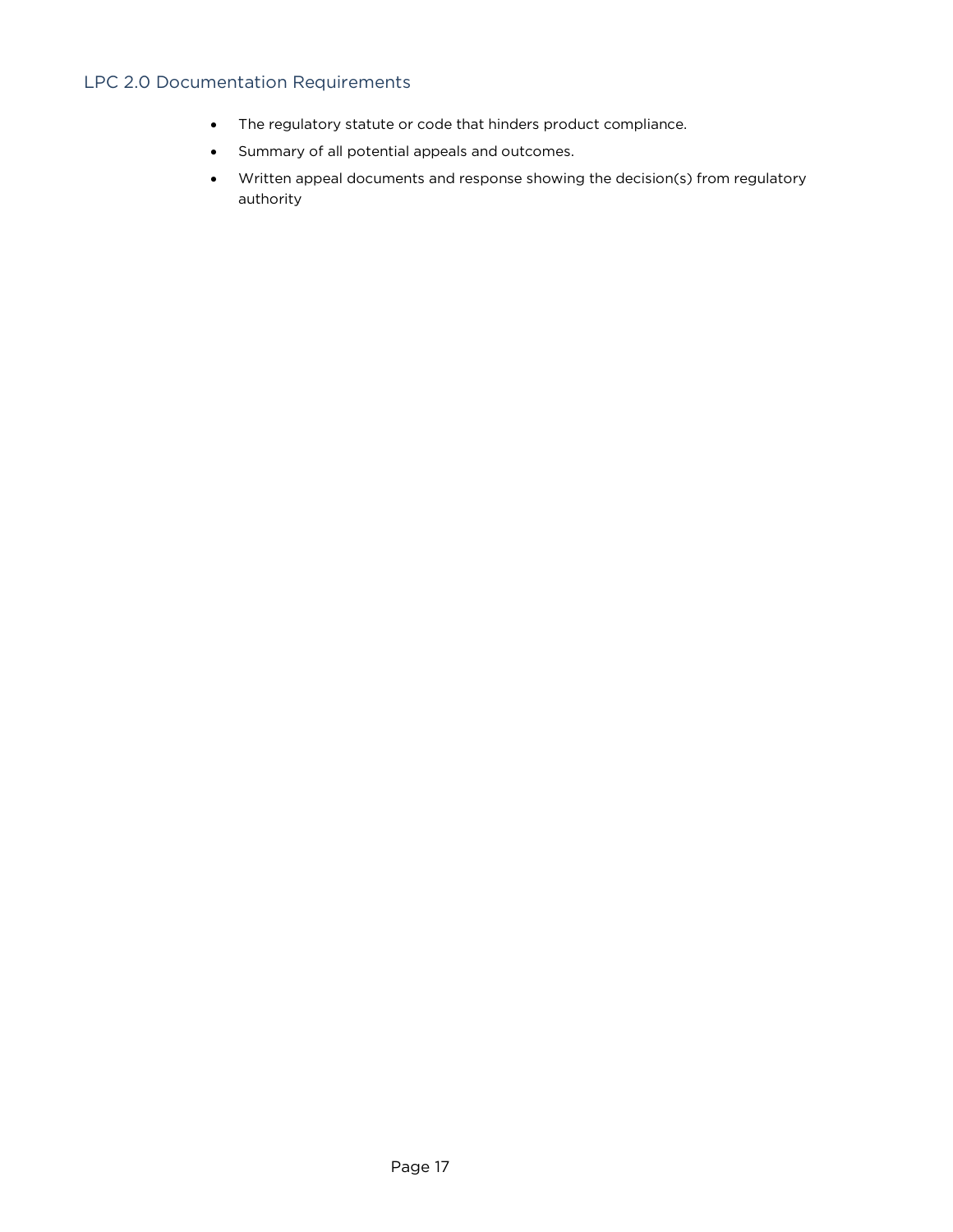### LPC 2.0 Documentation Requirements

- The regulatory statute or code that hinders product compliance.
- Summary of all potential appeals and outcomes.
- Written appeal documents and response showing the decision(s) from regulatory authority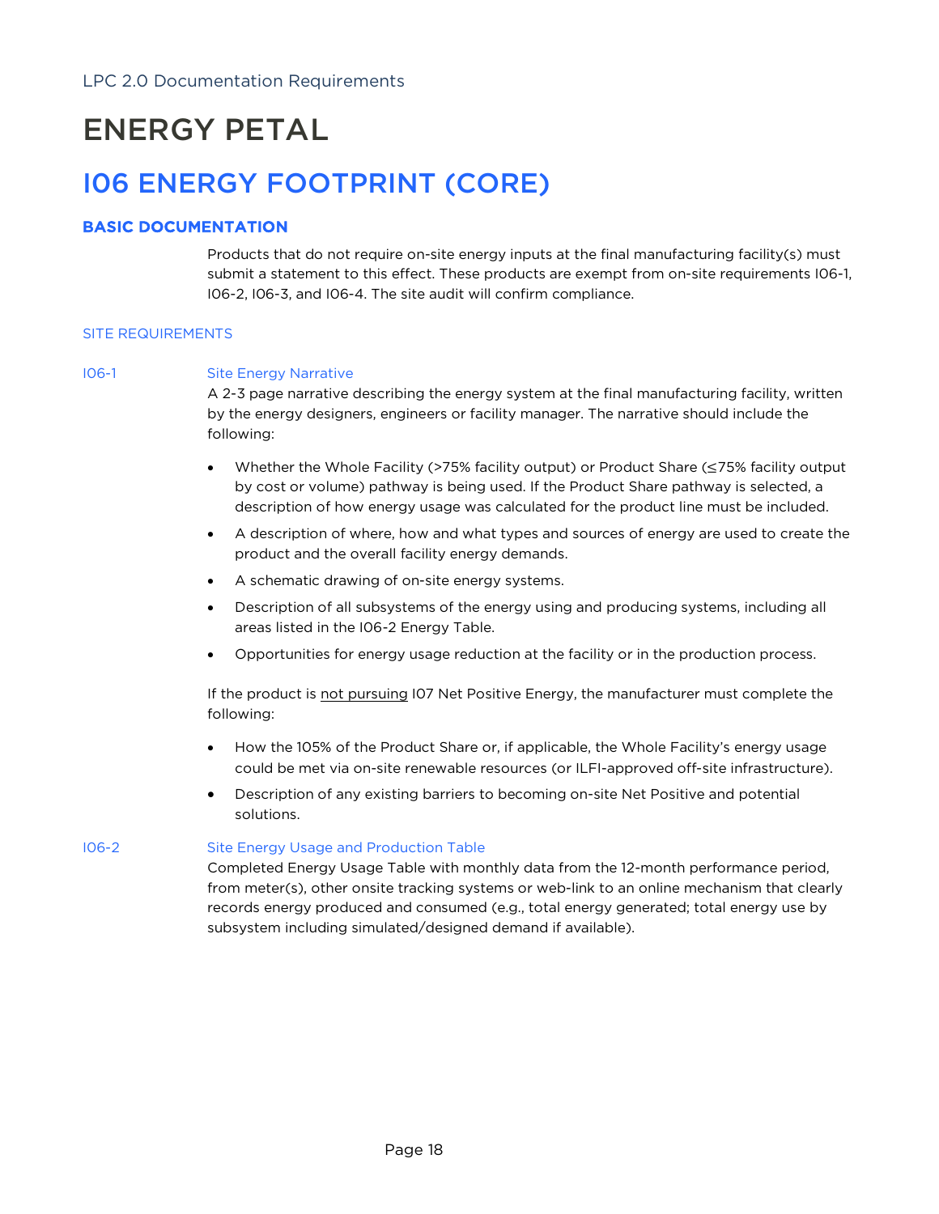# ENERGY PETAL

## I06 ENERGY FOOTPRINT (CORE)

### BASIC DOCUMENTATION

Products that do not require on-site energy inputs at the final manufacturing facility(s) must submit a statement to this effect. These products are exempt from on-site requirements I06-1, I06-2, I06-3, and I06-4. The site audit will confirm compliance.

#### SITE REQUIREMENTS

**I06-1 Site Energy Narrative**

A 2-3 page narrative describing the energy system at the final manufacturing facility, written by the energy designers, engineers or facility manager. The narrative should include the following:

- Whether the Whole Facility (>75% facility output) or Product Share (≤75% facility output by cost or volume) pathway is being used. If the Product Share pathway is selected, a description of how energy usage was calculated for the product line must be included.
- A description of where, how and what types and sources of energy are used to create the product and the overall facility energy demands.
- A schematic drawing of on-site energy systems.
- Description of all subsystems of the energy using and producing systems, including all areas listed in the I06-2 Energy Table.
- Opportunities for energy usage reduction at the facility or in the production process.

If the product is <u>not pursuing</u> I07 Net Positive Energy, the manufacturer must complete the following:

- How the 105% of the Product Share or, if applicable, the Whole Facility's energy usage could be met via on-site renewable resources (or ILFI-approved off-site infrastructure).
- Description of any existing barriers to becoming on-site Net Positive and potential solutions.

**I06-2 Site Energy Usage and Production Table**

Completed Energy Usage Table with monthly data from the 12-month performance period, from meter(s), other onsite tracking systems or web-link to an online mechanism that clearly records energy produced and consumed (e.g., total energy generated; total energy use by subsystem including simulated/designed demand if available).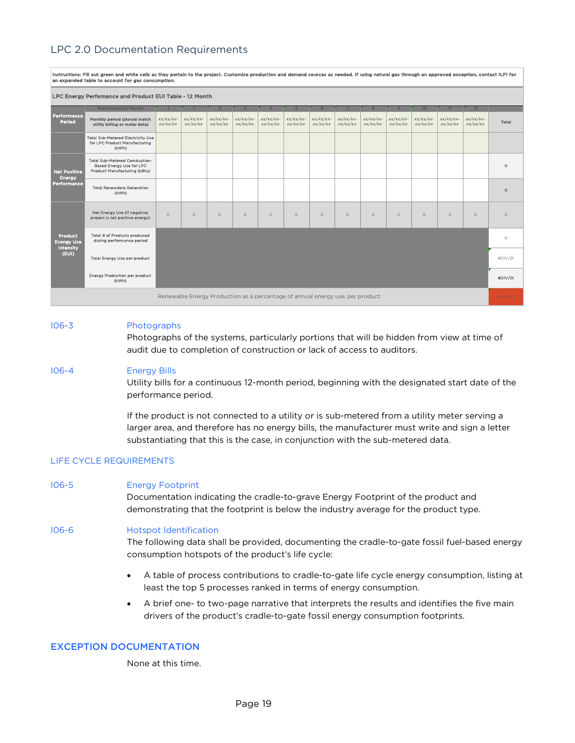## LPC 2.0 Documentation Requirements

Instructions: Fill out green and white cells as they pertain to the project. Customize production and demand sources as needed. If using natural gas through an approved exception, contact ILFI for an expanded table to account for gas consumption.

**LPC Energy Perfomance and Product EUI Table - 12 Month**

| | Performance Month | 1 | 1 | 2 | 3 | 4 | 5 | 6 | 7 | 8 | 9 | 10 | 11 | 12 | |
|---|---|---|---|---|---|---|---|---|---|---|---|---|---|---|---|
| **Performance Period** | Monthly period (should match utility billing or meter data) | xx/xx/xx-xx/xx/xx | xx/xx/xx-xx/xx/xx | xx/xx/xx-xx/xx/xx | xx/xx/xx-xx/xx/xx | xx/xx/xx-xx/xx/xx | xx/xx/xx-xx/xx/xx | xx/xx/xx-xx/xx/xx | xx/xx/xx-xx/xx/xx | xx/xx/xx-xx/xx/xx | xx/xx/xx-xx/xx/xx | xx/xx/xx-xx/xx/xx | xx/xx/xx-xx/xx/xx | xx/xx/xx-xx/xx/xx | Total |
| | Total Sub-Metered Electricity Use for LPC Product Manufacturing (kWh) | | | | | | | | | | | | | | |
| **Net Positive Energy Performance** | Total Sub-Metered Combustion-Based Energy Use for LPC Product Manufacturing (kBtu) | | | | | | | | | | | | | | 0 |
| | Total Renewable Generation (kWh) | | | | | | | | | | | | | | 0 |
| | Net Energy Use (if negative, project is net positive energy) | 0 | 0 | 0 | 0 | 0 | 0 | 0 | 0 | 0 | 0 | 0 | 0 | 0 | 0 |
| **Product Energy Use Intensity (EUI)** | Total # of Products produced during performance period | | | | | | | | | | | | | | 0 |
| | Total Energy Use per product | | | | | | | | | | | | | | #DIV/0! |
| | Energy Production per product (kWh) | | | | | | | | | | | | | | #DIV/0! |
| | Renewable Energy Production as a percentage of annual energy use, per product: | | | | | | | | | | | | | | #DIV/0! |

**I06-3** Photographs

Photographs of the systems, particularly portions that will be hidden from view at time of audit due to completion of construction or lack of access to auditors.

**I06-4** Energy Bills

Utility bills for a continuous 12-month period, beginning with the designated start date of the performance period.

If the product is not connected to a utility or is sub-metered from a utility meter serving a larger area, and therefore has no energy bills, the manufacturer must write and sign a letter substantiating that this is the case, in conjunction with the sub-metered data.

### LIFE CYCLE REQUIREMENTS

**I06-5** Energy Footprint

Documentation indicating the cradle-to-grave Energy Footprint of the product and demonstrating that the footprint is below the industry average for the product type.

**I06-6** Hotspot Identification

The following data shall be provided, documenting the cradle-to-gate fossil fuel-based energy consumption hotspots of the product's life cycle:

- A table of process contributions to cradle-to-gate life cycle energy consumption, listing at least the top 5 processes ranked in terms of energy consumption.
- A brief one- to two-page narrative that interprets the results and identifies the five main drivers of the product's cradle-to-gate fossil energy consumption footprints.

### EXCEPTION DOCUMENTATION

None at this time.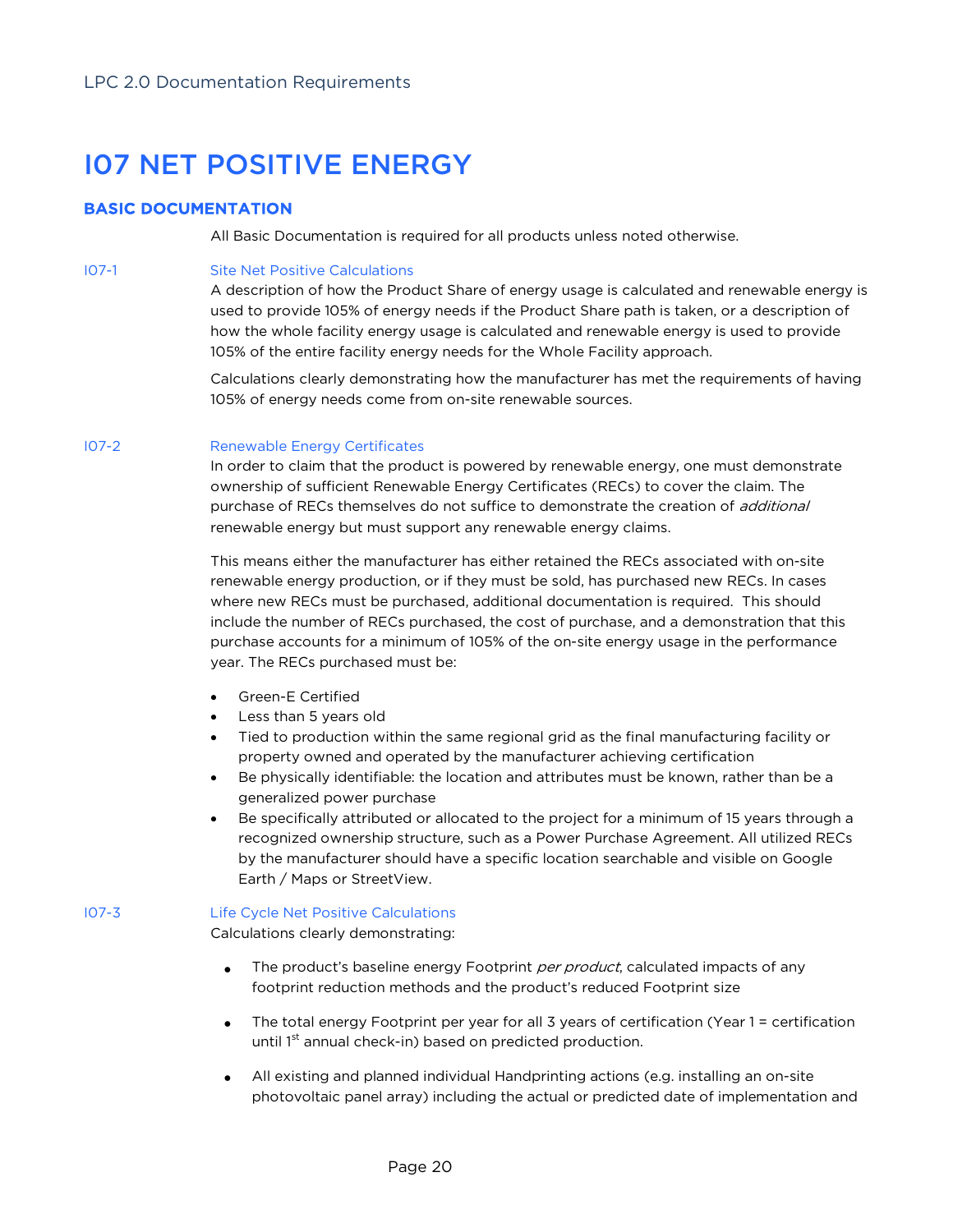# I07 NET POSITIVE ENERGY

## BASIC DOCUMENTATION

All Basic Documentation is required for all products unless noted otherwise.

**I07-1 Site Net Positive Calculations**

A description of how the Product Share of energy usage is calculated and renewable energy is used to provide 105% of energy needs if the Product Share path is taken, or a description of how the whole facility energy usage is calculated and renewable energy is used to provide 105% of the entire facility energy needs for the Whole Facility approach.

Calculations clearly demonstrating how the manufacturer has met the requirements of having 105% of energy needs come from on-site renewable sources.

**I07-2 Renewable Energy Certificates**

In order to claim that the product is powered by renewable energy, one must demonstrate ownership of sufficient Renewable Energy Certificates (RECs) to cover the claim. The purchase of RECs themselves do not suffice to demonstrate the creation of *additional* renewable energy but must support any renewable energy claims.

This means either the manufacturer has either retained the RECs associated with on-site renewable energy production, or if they must be sold, has purchased new RECs. In cases where new RECs must be purchased, additional documentation is required. This should include the number of RECs purchased, the cost of purchase, and a demonstration that this purchase accounts for a minimum of 105% of the on-site energy usage in the performance year. The RECs purchased must be:

- Green-E Certified
- Less than 5 years old
- Tied to production within the same regional grid as the final manufacturing facility or property owned and operated by the manufacturer achieving certification
- Be physically identifiable: the location and attributes must be known, rather than be a generalized power purchase
- Be specifically attributed or allocated to the project for a minimum of 15 years through a recognized ownership structure, such as a Power Purchase Agreement. All utilized RECs by the manufacturer should have a specific location searchable and visible on Google Earth / Maps or StreetView.

**I07-3 Life Cycle Net Positive Calculations**

Calculations clearly demonstrating:

- The product's baseline energy Footprint *per product*, calculated impacts of any footprint reduction methods and the product's reduced Footprint size
- The total energy Footprint per year for all 3 years of certification (Year 1 = certification until 1st annual check-in) based on predicted production.
- All existing and planned individual Handprinting actions (e.g. installing an on-site photovoltaic panel array) including the actual or predicted date of implementation and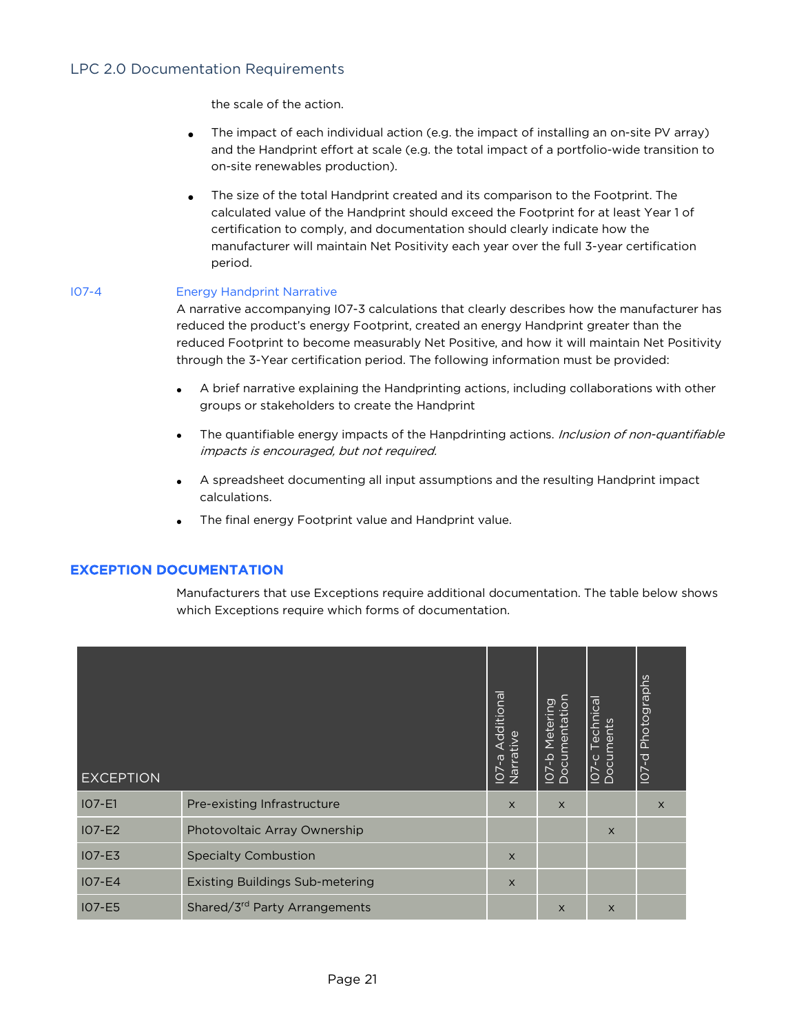the scale of the action.

- The impact of each individual action (e.g. the impact of installing an on-site PV array) and the Handprint effort at scale (e.g. the total impact of a portfolio-wide transition to on-site renewables production).
- The size of the total Handprint created and its comparison to the Footprint. The calculated value of the Handprint should exceed the Footprint for at least Year 1 of certification to comply, and documentation should clearly indicate how the manufacturer will maintain Net Positivity each year over the full 3-year certification period.

I07-4 Energy Handprint Narrative

A narrative accompanying I07-3 calculations that clearly describes how the manufacturer has reduced the product's energy Footprint, created an energy Handprint greater than the reduced Footprint to become measurably Net Positive, and how it will maintain Net Positivity through the 3-Year certification period. The following information must be provided:

- A brief narrative explaining the Handprinting actions, including collaborations with other groups or stakeholders to create the Handprint
- The quantifiable energy impacts of the Hanpdrinting actions. *Inclusion of non-quantifiable impacts is encouraged, but not required.*
- A spreadsheet documenting all input assumptions and the resulting Handprint impact calculations.
- The final energy Footprint value and Handprint value.

## EXCEPTION DOCUMENTATION

Manufacturers that use Exceptions require additional documentation. The table below shows which Exceptions require which forms of documentation.

| EXCEPTION | | I07-a Additional Narrative | I07-b Metering Documentation | I07-c Technical Documents | I07-d Photographs |
|---|---|---|---|---|---|
| I07-E1 | Pre-existing Infrastructure | x | x | | x |
| I07-E2 | Photovoltaic Array Ownership | | | x | |
| I07-E3 | Specialty Combustion | x | | | |
| I07-E4 | Existing Buildings Sub-metering | x | | | |
| I07-E5 | Shared/3rd Party Arrangements | | x | x | |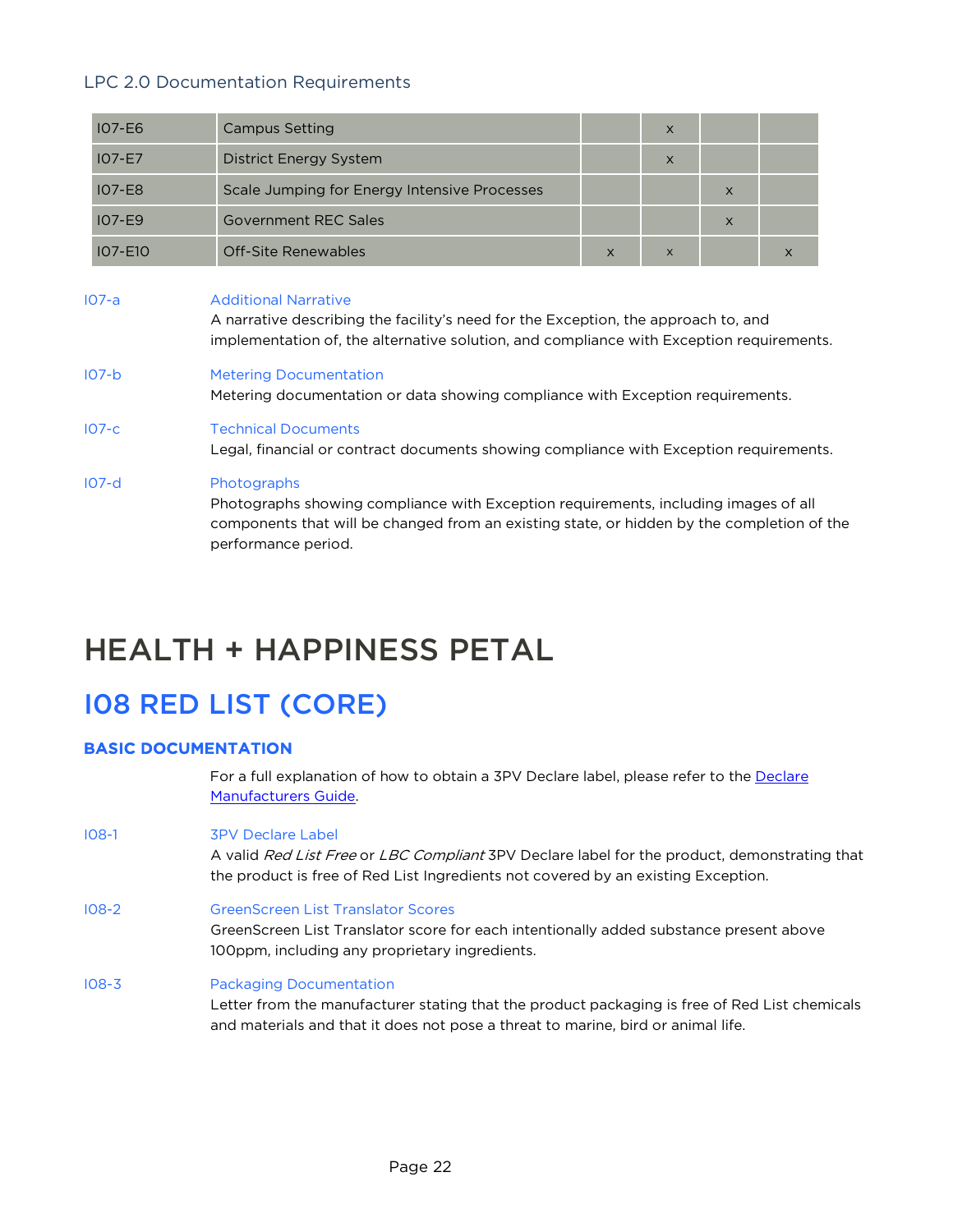LPC 2.0 Documentation Requirements

| | | | | | |
|---|---|---|---|---|---|
| I07-E6 | Campus Setting | | x | | |
| I07-E7 | District Energy System | | x | | |
| I07-E8 | Scale Jumping for Energy Intensive Processes | | | x | |
| I07-E9 | Government REC Sales | | | x | |
| I07-E10 | Off-Site Renewables | x | x | | x |

I07-a **Additional Narrative**
A narrative describing the facility's need for the Exception, the approach to, and implementation of, the alternative solution, and compliance with Exception requirements.

I07-b **Metering Documentation**
Metering documentation or data showing compliance with Exception requirements.

I07-c **Technical Documents**
Legal, financial or contract documents showing compliance with Exception requirements.

I07-d **Photographs**
Photographs showing compliance with Exception requirements, including images of all components that will be changed from an existing state, or hidden by the completion of the performance period.

# HEALTH + HAPPINESS PETAL

## I08 RED LIST (CORE)

### BASIC DOCUMENTATION

For a full explanation of how to obtain a 3PV Declare label, please refer to the Declare Manufacturers Guide.

I08-1 **3PV Declare Label**
A valid *Red List Free* or *LBC Compliant* 3PV Declare label for the product, demonstrating that the product is free of Red List Ingredients not covered by an existing Exception.

I08-2 **GreenScreen List Translator Scores**
GreenScreen List Translator score for each intentionally added substance present above 100ppm, including any proprietary ingredients.

I08-3 **Packaging Documentation**
Letter from the manufacturer stating that the product packaging is free of Red List chemicals and materials and that it does not pose a threat to marine, bird or animal life.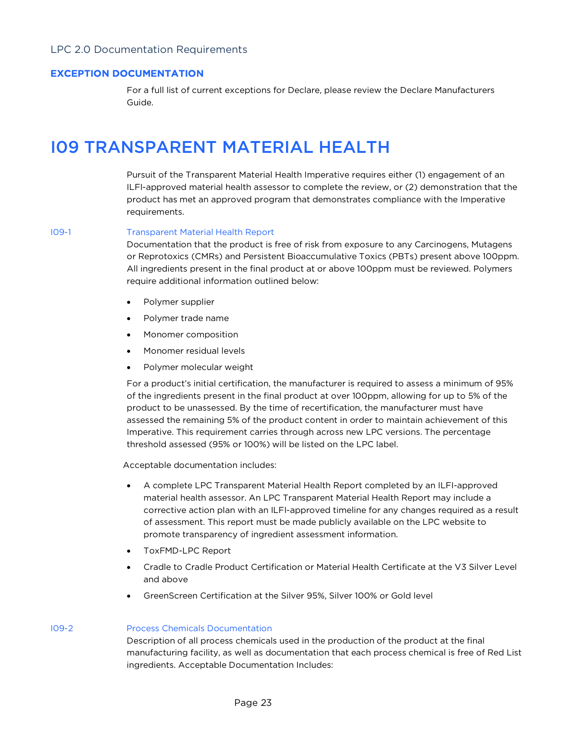### EXCEPTION DOCUMENTATION

For a full list of current exceptions for Declare, please review the Declare Manufacturers Guide.

# I09 TRANSPARENT MATERIAL HEALTH

Pursuit of the Transparent Material Health Imperative requires either (1) engagement of an ILFI-approved material health assessor to complete the review, or (2) demonstration that the product has met an approved program that demonstrates compliance with the Imperative requirements.

**I09-1 Transparent Material Health Report**

Documentation that the product is free of risk from exposure to any Carcinogens, Mutagens or Reprotoxics (CMRs) and Persistent Bioaccumulative Toxics (PBTs) present above 100ppm. All ingredients present in the final product at or above 100ppm must be reviewed. Polymers require additional information outlined below:

- Polymer supplier
- Polymer trade name
- Monomer composition
- Monomer residual levels
- Polymer molecular weight

For a product's initial certification, the manufacturer is required to assess a minimum of 95% of the ingredients present in the final product at over 100ppm, allowing for up to 5% of the product to be unassessed. By the time of recertification, the manufacturer must have assessed the remaining 5% of the product content in order to maintain achievement of this Imperative. This requirement carries through across new LPC versions. The percentage threshold assessed (95% or 100%) will be listed on the LPC label.

Acceptable documentation includes:

- A complete LPC Transparent Material Health Report completed by an ILFI-approved material health assessor. An LPC Transparent Material Health Report may include a corrective action plan with an ILFI-approved timeline for any changes required as a result of assessment. This report must be made publicly available on the LPC website to promote transparency of ingredient assessment information.
- ToxFMD-LPC Report
- Cradle to Cradle Product Certification or Material Health Certificate at the V3 Silver Level and above
- GreenScreen Certification at the Silver 95%, Silver 100% or Gold level

**I09-2 Process Chemicals Documentation**

Description of all process chemicals used in the production of the product at the final manufacturing facility, as well as documentation that each process chemical is free of Red List ingredients. Acceptable Documentation Includes: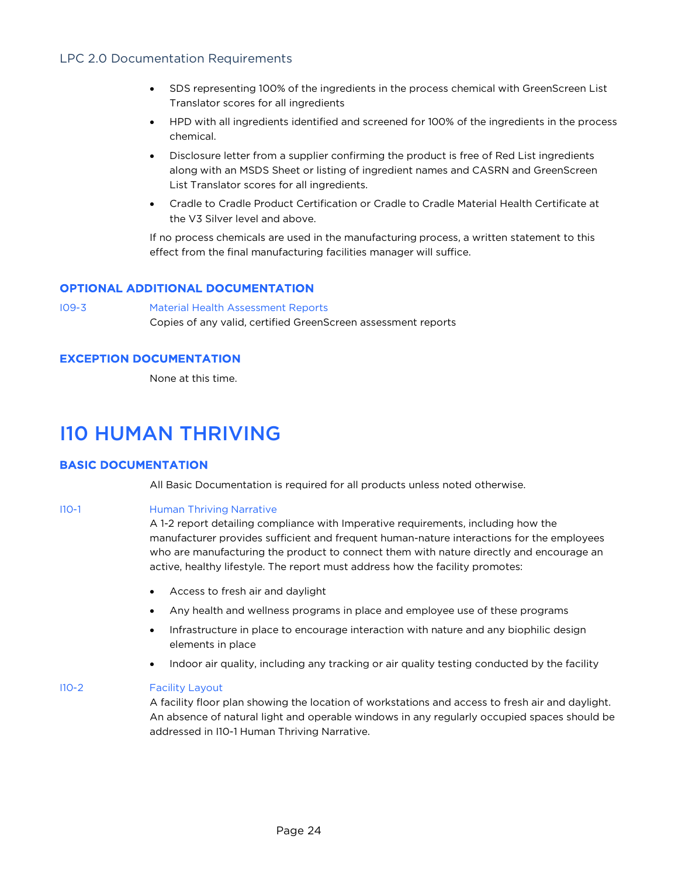LPC 2.0 Documentation Requirements

- SDS representing 100% of the ingredients in the process chemical with GreenScreen List Translator scores for all ingredients
- HPD with all ingredients identified and screened for 100% of the ingredients in the process chemical.
- Disclosure letter from a supplier confirming the product is free of Red List ingredients along with an MSDS Sheet or listing of ingredient names and CASRN and GreenScreen List Translator scores for all ingredients.
- Cradle to Cradle Product Certification or Cradle to Cradle Material Health Certificate at the V3 Silver level and above.

If no process chemicals are used in the manufacturing process, a written statement to this effect from the final manufacturing facilities manager will suffice.

### OPTIONAL ADDITIONAL DOCUMENTATION

I09-3 **Material Health Assessment Reports**
Copies of any valid, certified GreenScreen assessment reports

### EXCEPTION DOCUMENTATION

None at this time.

# I10 HUMAN THRIVING

### BASIC DOCUMENTATION

All Basic Documentation is required for all products unless noted otherwise.

I10-1 **Human Thriving Narrative**
A 1-2 report detailing compliance with Imperative requirements, including how the manufacturer provides sufficient and frequent human-nature interactions for the employees who are manufacturing the product to connect them with nature directly and encourage an active, healthy lifestyle. The report must address how the facility promotes:

- Access to fresh air and daylight
- Any health and wellness programs in place and employee use of these programs
- Infrastructure in place to encourage interaction with nature and any biophilic design elements in place
- Indoor air quality, including any tracking or air quality testing conducted by the facility

I10-2 **Facility Layout**
A facility floor plan showing the location of workstations and access to fresh air and daylight. An absence of natural light and operable windows in any regularly occupied spaces should be addressed in I10-1 Human Thriving Narrative.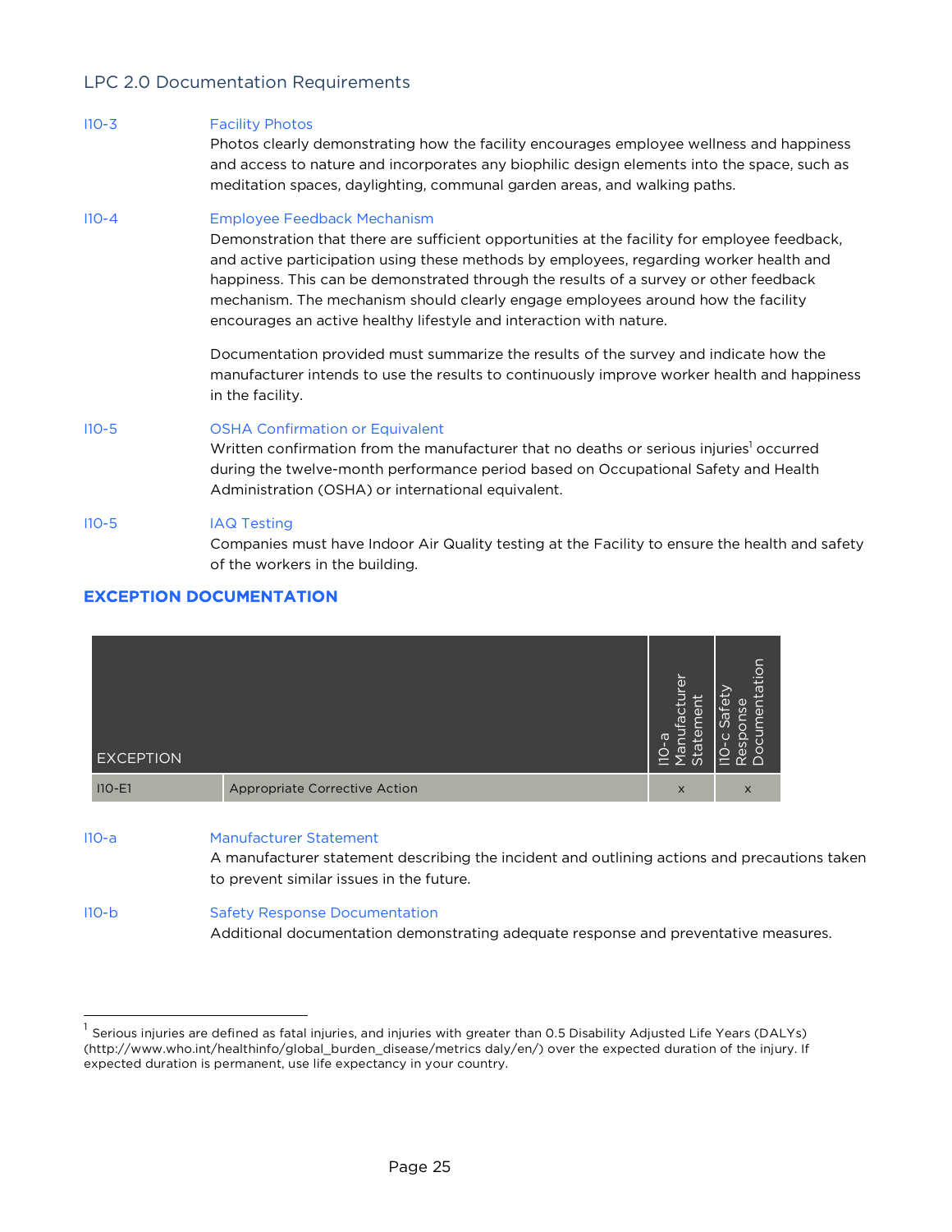## LPC 2.0 Documentation Requirements

**I10-3** Facility Photos

Photos clearly demonstrating how the facility encourages employee wellness and happiness and access to nature and incorporates any biophilic design elements into the space, such as meditation spaces, daylighting, communal garden areas, and walking paths.

**I10-4** Employee Feedback Mechanism

Demonstration that there are sufficient opportunities at the facility for employee feedback, and active participation using these methods by employees, regarding worker health and happiness. This can be demonstrated through the results of a survey or other feedback mechanism. The mechanism should clearly engage employees around how the facility encourages an active healthy lifestyle and interaction with nature.

Documentation provided must summarize the results of the survey and indicate how the manufacturer intends to use the results to continuously improve worker health and happiness in the facility.

**I10-5** OSHA Confirmation or Equivalent

Written confirmation from the manufacturer that no deaths or serious injuries[1] occurred during the twelve-month performance period based on Occupational Safety and Health Administration (OSHA) or international equivalent.

**I10-5** IAQ Testing

Companies must have Indoor Air Quality testing at the Facility to ensure the health and safety of the workers in the building.

### EXCEPTION DOCUMENTATION

| EXCEPTION | | I10-a Manufacturer Statement | I10-c Safety Response Documentation |
|---|---|---|---|
| I10-E1 | Appropriate Corrective Action | x | x |

**I10-a** Manufacturer Statement

A manufacturer statement describing the incident and outlining actions and precautions taken to prevent similar issues in the future.

**I10-b** Safety Response Documentation

Additional documentation demonstrating adequate response and preventative measures.

---

[1] Serious injuries are defined as fatal injuries, and injuries with greater than 0.5 Disability Adjusted Life Years (DALYs) (http://www.who.int/healthinfo/global_burden_disease/metrics daly/en/) over the expected duration of the injury. If expected duration is permanent, use life expectancy in your country.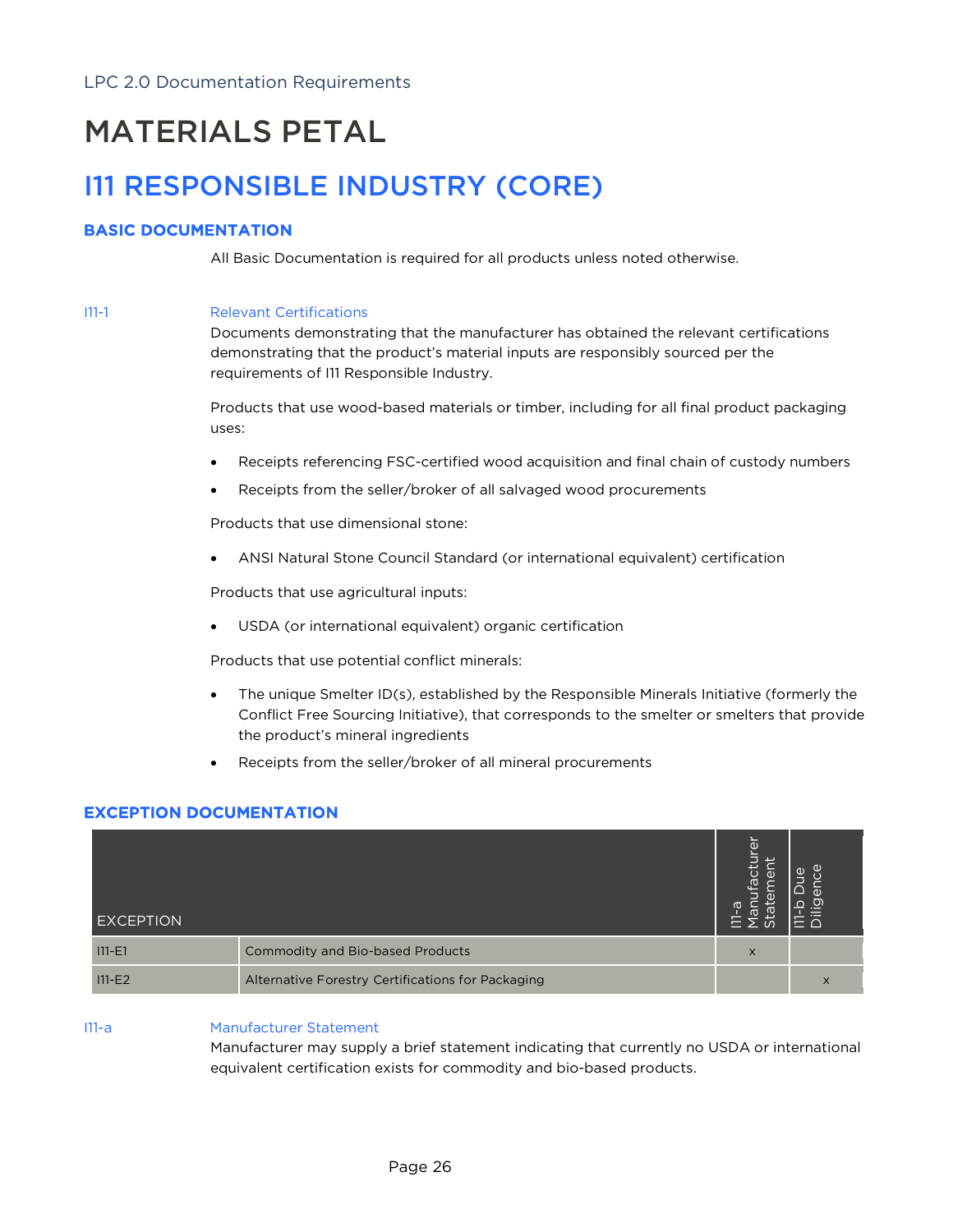# MATERIALS PETAL

## I11 RESPONSIBLE INDUSTRY (CORE)

### BASIC DOCUMENTATION

All Basic Documentation is required for all products unless noted otherwise.

**I11-1 Relevant Certifications**

Documents demonstrating that the manufacturer has obtained the relevant certifications demonstrating that the product's material inputs are responsibly sourced per the requirements of I11 Responsible Industry.

Products that use wood-based materials or timber, including for all final product packaging uses:

- Receipts referencing FSC-certified wood acquisition and final chain of custody numbers
- Receipts from the seller/broker of all salvaged wood procurements

Products that use dimensional stone:

- ANSI Natural Stone Council Standard (or international equivalent) certification

Products that use agricultural inputs:

- USDA (or international equivalent) organic certification

Products that use potential conflict minerals:

- The unique Smelter ID(s), established by the Responsible Minerals Initiative (formerly the Conflict Free Sourcing Initiative), that corresponds to the smelter or smelters that provide the product's mineral ingredients
- Receipts from the seller/broker of all mineral procurements

### EXCEPTION DOCUMENTATION

| EXCEPTION | | I11-a Manufacturer Statement | I11-b Due Diligence |
|---|---|---|---|
| I11-E1 | Commodity and Bio-based Products | x | |
| I11-E2 | Alternative Forestry Certifications for Packaging | | x |

**I11-a Manufacturer Statement**

Manufacturer may supply a brief statement indicating that currently no USDA or international equivalent certification exists for commodity and bio-based products.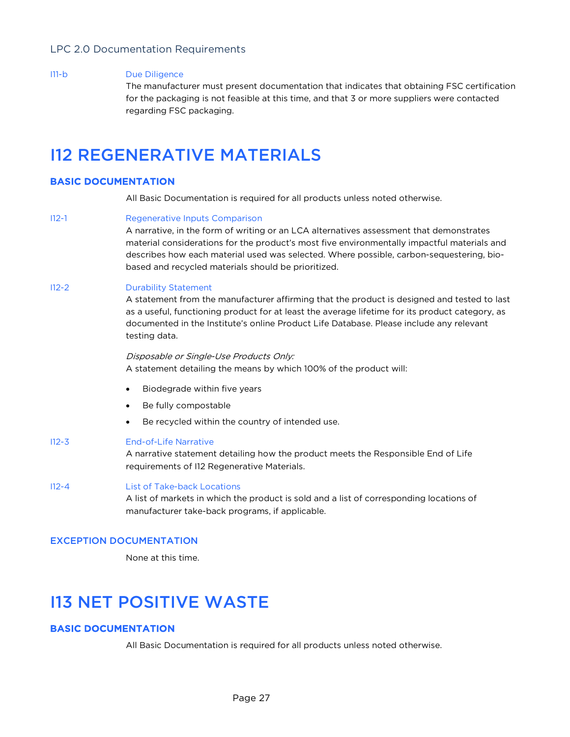LPC 2.0 Documentation Requirements

**I11-b** Due Diligence

The manufacturer must present documentation that indicates that obtaining FSC certification for the packaging is not feasible at this time, and that 3 or more suppliers were contacted regarding FSC packaging.

# I12 REGENERATIVE MATERIALS

## BASIC DOCUMENTATION

All Basic Documentation is required for all products unless noted otherwise.

**I12-1** Regenerative Inputs Comparison

A narrative, in the form of writing or an LCA alternatives assessment that demonstrates material considerations for the product's most five environmentally impactful materials and describes how each material used was selected. Where possible, carbon-sequestering, bio-based and recycled materials should be prioritized.

**I12-2** Durability Statement

A statement from the manufacturer affirming that the product is designed and tested to last as a useful, functioning product for at least the average lifetime for its product category, as documented in the Institute's online Product Life Database. Please include any relevant testing data.

*Disposable or Single-Use Products Only:*

A statement detailing the means by which 100% of the product will:

- Biodegrade within five years
- Be fully compostable
- Be recycled within the country of intended use.

**I12-3** End-of-Life Narrative

A narrative statement detailing how the product meets the Responsible End of Life requirements of I12 Regenerative Materials.

**I12-4** List of Take-back Locations

A list of markets in which the product is sold and a list of corresponding locations of manufacturer take-back programs, if applicable.

## EXCEPTION DOCUMENTATION

None at this time.

# I13 NET POSITIVE WASTE

## BASIC DOCUMENTATION

All Basic Documentation is required for all products unless noted otherwise.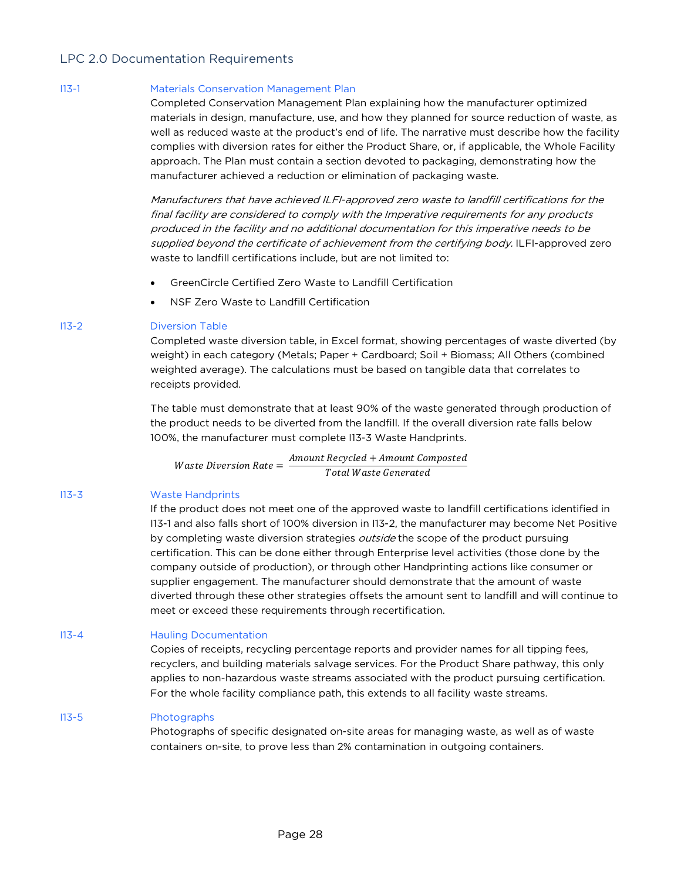## LPC 2.0 Documentation Requirements

**I13-1 Materials Conservation Management Plan**

Completed Conservation Management Plan explaining how the manufacturer optimized materials in design, manufacture, use, and how they planned for source reduction of waste, as well as reduced waste at the product's end of life. The narrative must describe how the facility complies with diversion rates for either the Product Share, or, if applicable, the Whole Facility approach. The Plan must contain a section devoted to packaging, demonstrating how the manufacturer achieved a reduction or elimination of packaging waste.

*Manufacturers that have achieved ILFI-approved zero waste to landfill certifications for the final facility are considered to comply with the Imperative requirements for any products produced in the facility and no additional documentation for this imperative needs to be supplied beyond the certificate of achievement from the certifying body.* ILFI-approved zero waste to landfill certifications include, but are not limited to:

- GreenCircle Certified Zero Waste to Landfill Certification
- NSF Zero Waste to Landfill Certification

**I13-2 Diversion Table**

Completed waste diversion table, in Excel format, showing percentages of waste diverted (by weight) in each category (Metals; Paper + Cardboard; Soil + Biomass; All Others (combined weighted average). The calculations must be based on tangible data that correlates to receipts provided.

The table must demonstrate that at least 90% of the waste generated through production of the product needs to be diverted from the landfill. If the overall diversion rate falls below 100%, the manufacturer must complete I13-3 Waste Handprints.

$$Waste\ Diversion\ Rate = \frac{Amount\ Recycled + Amount\ Composted}{Total\ Waste\ Generated}$$

**I13-3 Waste Handprints**

If the product does not meet one of the approved waste to landfill certifications identified in I13-1 and also falls short of 100% diversion in I13-2, the manufacturer may become Net Positive by completing waste diversion strategies *outside* the scope of the product pursuing certification. This can be done either through Enterprise level activities (those done by the company outside of production), or through other Handprinting actions like consumer or supplier engagement. The manufacturer should demonstrate that the amount of waste diverted through these other strategies offsets the amount sent to landfill and will continue to meet or exceed these requirements through recertification.

**I13-4 Hauling Documentation**

Copies of receipts, recycling percentage reports and provider names for all tipping fees, recyclers, and building materials salvage services. For the Product Share pathway, this only applies to non-hazardous waste streams associated with the product pursuing certification. For the whole facility compliance path, this extends to all facility waste streams.

**I13-5 Photographs**

Photographs of specific designated on-site areas for managing waste, as well as of waste containers on-site, to prove less than 2% contamination in outgoing containers.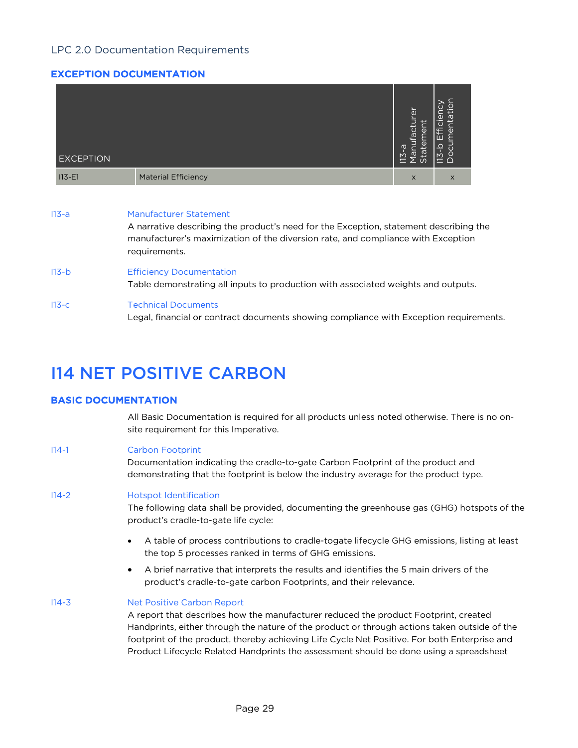LPC 2.0 Documentation Requirements

### EXCEPTION DOCUMENTATION

| EXCEPTION | | I13-a Manufacturer Statement | I13-b Efficiency Documentation |
|---|---|---|---|
| I13-E1 | Material Efficiency | x | x |

I13-a Manufacturer Statement
A narrative describing the product's need for the Exception, statement describing the manufacturer's maximization of the diversion rate, and compliance with Exception requirements.

I13-b Efficiency Documentation
Table demonstrating all inputs to production with associated weights and outputs.

I13-c Technical Documents
Legal, financial or contract documents showing compliance with Exception requirements.

# I14 NET POSITIVE CARBON

### BASIC DOCUMENTATION

All Basic Documentation is required for all products unless noted otherwise. There is no on-site requirement for this Imperative.

I14-1 Carbon Footprint
Documentation indicating the cradle-to-gate Carbon Footprint of the product and demonstrating that the footprint is below the industry average for the product type.

I14-2 Hotspot Identification
The following data shall be provided, documenting the greenhouse gas (GHG) hotspots of the product's cradle-to-gate life cycle:

- A table of process contributions to cradle-togate lifecycle GHG emissions, listing at least the top 5 processes ranked in terms of GHG emissions.
- A brief narrative that interprets the results and identifies the 5 main drivers of the product's cradle-to-gate carbon Footprints, and their relevance.

I14-3 Net Positive Carbon Report
A report that describes how the manufacturer reduced the product Footprint, created Handprints, either through the nature of the product or through actions taken outside of the footprint of the product, thereby achieving Life Cycle Net Positive. For both Enterprise and Product Lifecycle Related Handprints the assessment should be done using a spreadsheet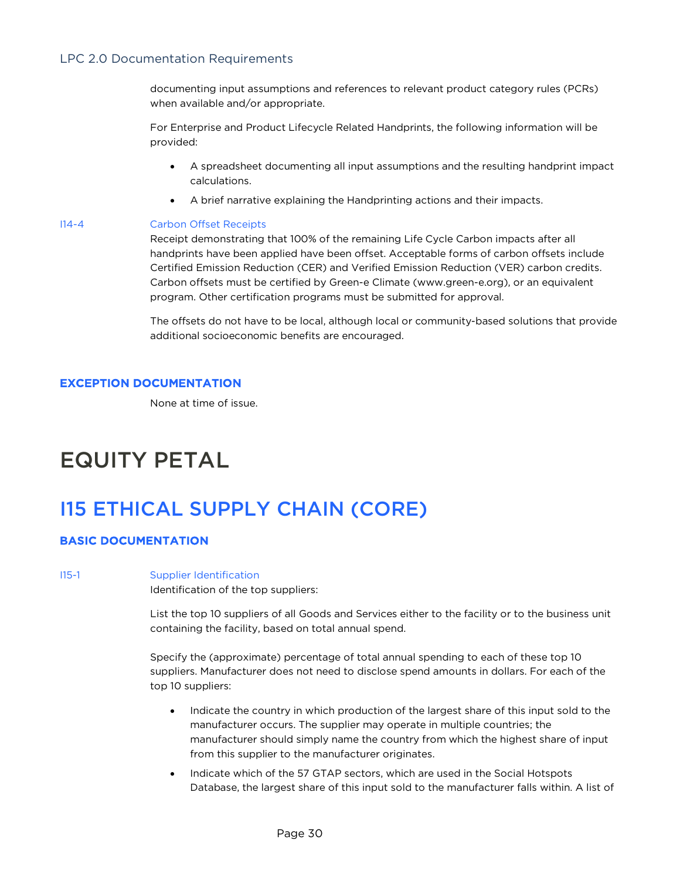documenting input assumptions and references to relevant product category rules (PCRs) when available and/or appropriate.

For Enterprise and Product Lifecycle Related Handprints, the following information will be provided:

- A spreadsheet documenting all input assumptions and the resulting handprint impact calculations.
- A brief narrative explaining the Handprinting actions and their impacts.

I14-4 Carbon Offset Receipts

Receipt demonstrating that 100% of the remaining Life Cycle Carbon impacts after all handprints have been applied have been offset. Acceptable forms of carbon offsets include Certified Emission Reduction (CER) and Verified Emission Reduction (VER) carbon credits. Carbon offsets must be certified by Green-e Climate (www.green-e.org), or an equivalent program. Other certification programs must be submitted for approval.

The offsets do not have to be local, although local or community-based solutions that provide additional socioeconomic benefits are encouraged.

### EXCEPTION DOCUMENTATION

None at time of issue.

# EQUITY PETAL

## I15 ETHICAL SUPPLY CHAIN (CORE)

### BASIC DOCUMENTATION

I15-1 Supplier Identification

Identification of the top suppliers:

List the top 10 suppliers of all Goods and Services either to the facility or to the business unit containing the facility, based on total annual spend.

Specify the (approximate) percentage of total annual spending to each of these top 10 suppliers. Manufacturer does not need to disclose spend amounts in dollars. For each of the top 10 suppliers:

- Indicate the country in which production of the largest share of this input sold to the manufacturer occurs. The supplier may operate in multiple countries; the manufacturer should simply name the country from which the highest share of input from this supplier to the manufacturer originates.
- Indicate which of the 57 GTAP sectors, which are used in the Social Hotspots Database, the largest share of this input sold to the manufacturer falls within. A list of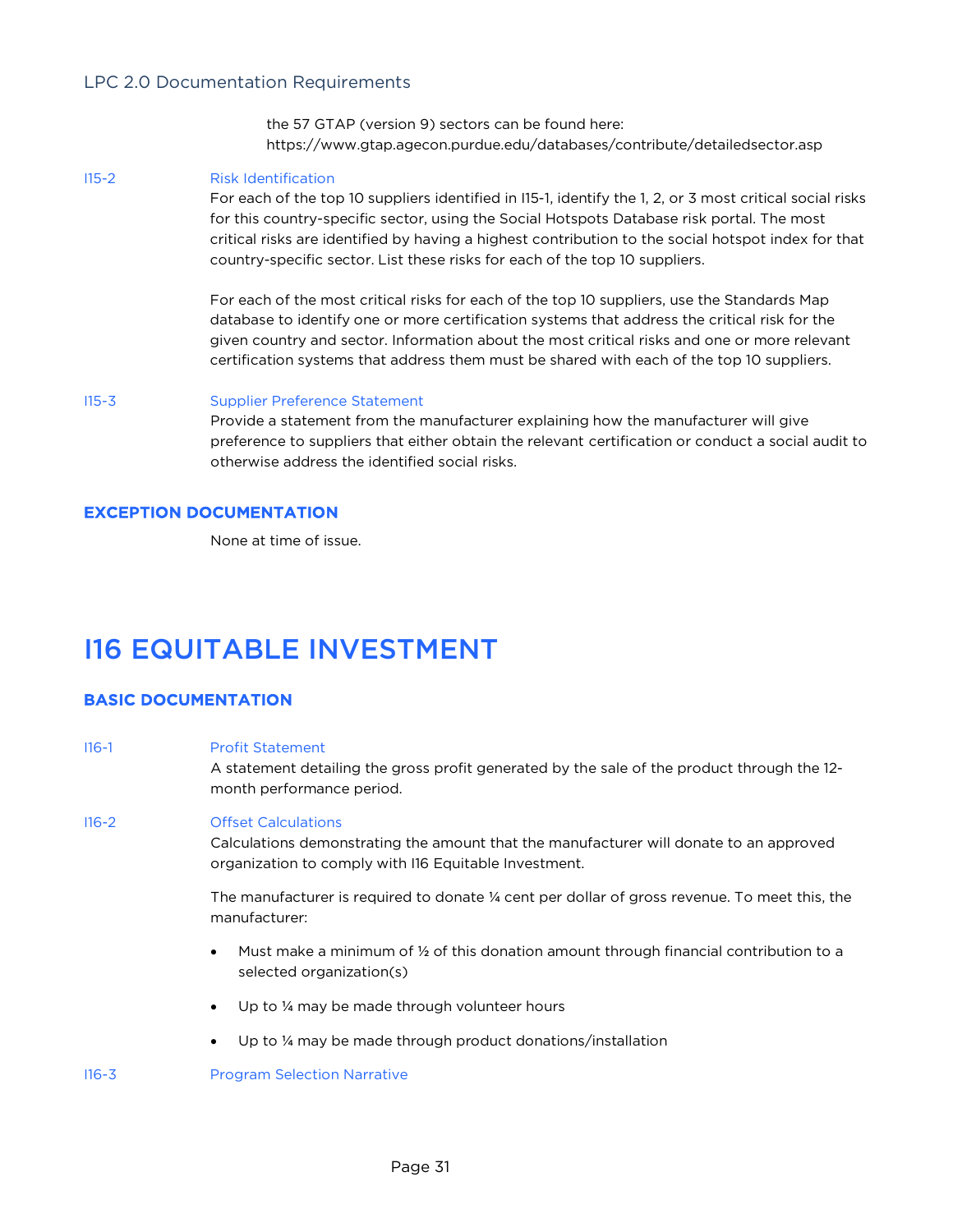the 57 GTAP (version 9) sectors can be found here: https://www.gtap.agecon.purdue.edu/databases/contribute/detailedsector.asp

**I15-2 Risk Identification**

For each of the top 10 suppliers identified in I15-1, identify the 1, 2, or 3 most critical social risks for this country-specific sector, using the Social Hotspots Database risk portal. The most critical risks are identified by having a highest contribution to the social hotspot index for that country-specific sector. List these risks for each of the top 10 suppliers.

For each of the most critical risks for each of the top 10 suppliers, use the Standards Map database to identify one or more certification systems that address the critical risk for the given country and sector. Information about the most critical risks and one or more relevant certification systems that address them must be shared with each of the top 10 suppliers.

**I15-3 Supplier Preference Statement**

Provide a statement from the manufacturer explaining how the manufacturer will give preference to suppliers that either obtain the relevant certification or conduct a social audit to otherwise address the identified social risks.

### EXCEPTION DOCUMENTATION

None at time of issue.

# I16 EQUITABLE INVESTMENT

### BASIC DOCUMENTATION

**I16-1 Profit Statement**

A statement detailing the gross profit generated by the sale of the product through the 12-month performance period.

**I16-2 Offset Calculations**

Calculations demonstrating the amount that the manufacturer will donate to an approved organization to comply with I16 Equitable Investment.

The manufacturer is required to donate ¼ cent per dollar of gross revenue. To meet this, the manufacturer:

- Must make a minimum of ½ of this donation amount through financial contribution to a selected organization(s)
- Up to ¼ may be made through volunteer hours
- Up to ¼ may be made through product donations/installation

**I16-3 Program Selection Narrative**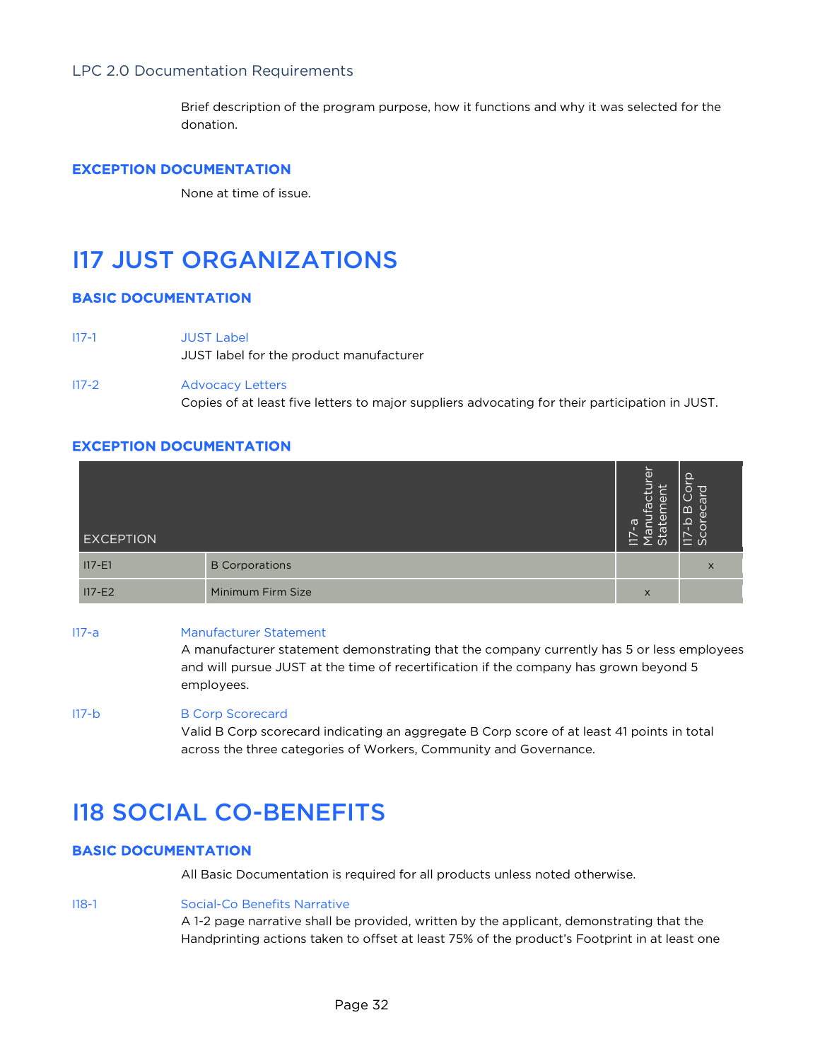Brief description of the program purpose, how it functions and why it was selected for the donation.

### EXCEPTION DOCUMENTATION

None at time of issue.

# I17 JUST ORGANIZATIONS

### BASIC DOCUMENTATION

I17-1 JUST Label
JUST label for the product manufacturer

I17-2 Advocacy Letters
Copies of at least five letters to major suppliers advocating for their participation in JUST.

### EXCEPTION DOCUMENTATION

| EXCEPTION | | I17-a Manufacturer Statement | I17-b B Corp Scorecard |
|---|---|---|---|
| I17-E1 | B Corporations | | x |
| I17-E2 | Minimum Firm Size | x | |

I17-a Manufacturer Statement
A manufacturer statement demonstrating that the company currently has 5 or less employees and will pursue JUST at the time of recertification if the company has grown beyond 5 employees.

I17-b B Corp Scorecard
Valid B Corp scorecard indicating an aggregate B Corp score of at least 41 points in total across the three categories of Workers, Community and Governance.

# I18 SOCIAL CO-BENEFITS

### BASIC DOCUMENTATION

All Basic Documentation is required for all products unless noted otherwise.

I18-1 Social-Co Benefits Narrative
A 1-2 page narrative shall be provided, written by the applicant, demonstrating that the Handprinting actions taken to offset at least 75% of the product's Footprint in at least one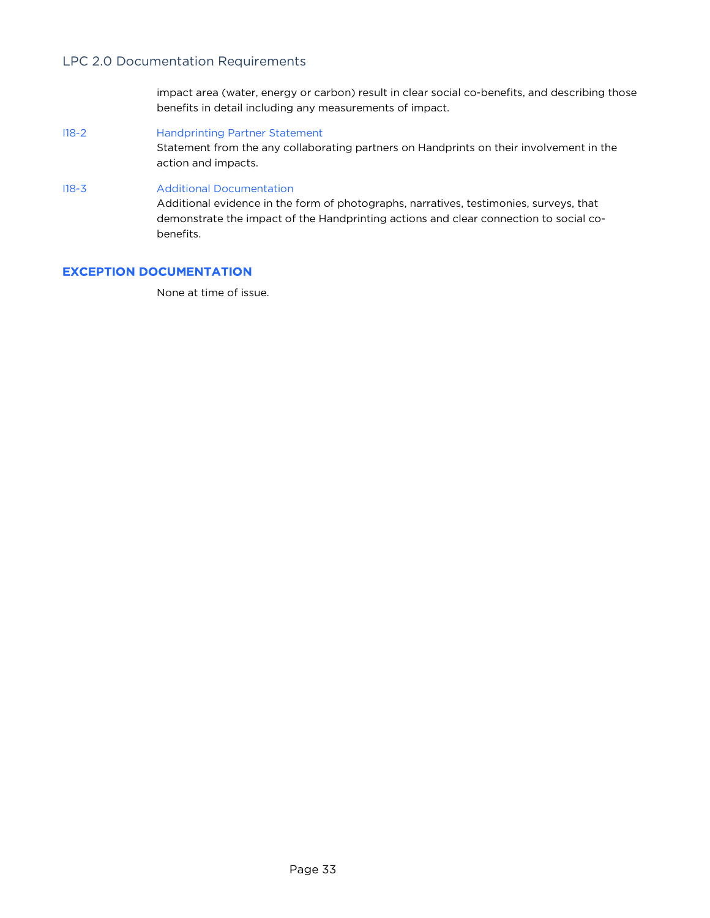impact area (water, energy or carbon) result in clear social co-benefits, and describing those benefits in detail including any measurements of impact.

I18-2 **Handprinting Partner Statement**
Statement from the any collaborating partners on Handprints on their involvement in the action and impacts.

I18-3 **Additional Documentation**
Additional evidence in the form of photographs, narratives, testimonies, surveys, that demonstrate the impact of the Handprinting actions and clear connection to social co-benefits.

## EXCEPTION DOCUMENTATION

None at time of issue.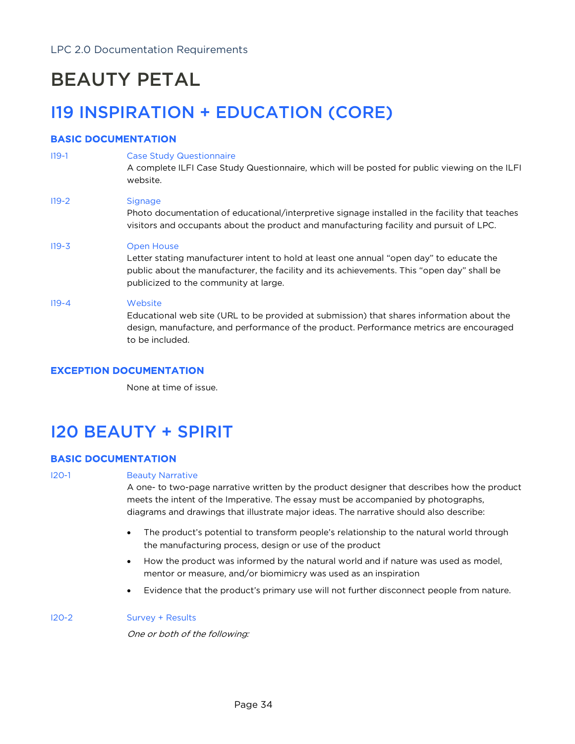# BEAUTY PETAL

## I19 INSPIRATION + EDUCATION (CORE)

### BASIC DOCUMENTATION

**I19-1 Case Study Questionnaire**
A complete ILFI Case Study Questionnaire, which will be posted for public viewing on the ILFI website.

**I19-2 Signage**
Photo documentation of educational/interpretive signage installed in the facility that teaches visitors and occupants about the product and manufacturing facility and pursuit of LPC.

**I19-3 Open House**
Letter stating manufacturer intent to hold at least one annual "open day" to educate the public about the manufacturer, the facility and its achievements. This "open day" shall be publicized to the community at large.

**I19-4 Website**
Educational web site (URL to be provided at submission) that shares information about the design, manufacture, and performance of the product. Performance metrics are encouraged to be included.

### EXCEPTION DOCUMENTATION

None at time of issue.

## I20 BEAUTY + SPIRIT

### BASIC DOCUMENTATION

**I20-1 Beauty Narrative**
A one- to two-page narrative written by the product designer that describes how the product meets the intent of the Imperative. The essay must be accompanied by photographs, diagrams and drawings that illustrate major ideas. The narrative should also describe:

- The product's potential to transform people's relationship to the natural world through the manufacturing process, design or use of the product
- How the product was informed by the natural world and if nature was used as model, mentor or measure, and/or biomimicry was used as an inspiration
- Evidence that the product's primary use will not further disconnect people from nature.

**I20-2 Survey + Results**

*One or both of the following:*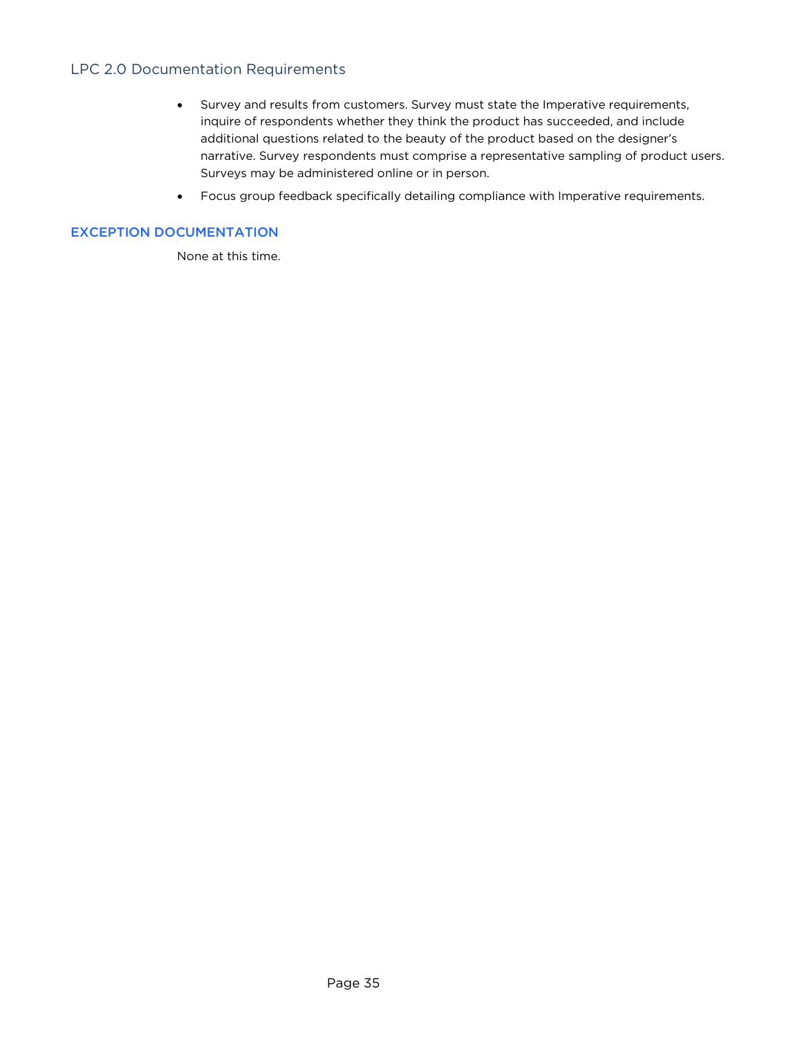### LPC 2.0 Documentation Requirements

- Survey and results from customers. Survey must state the Imperative requirements, inquire of respondents whether they think the product has succeeded, and include additional questions related to the beauty of the product based on the designer's narrative. Survey respondents must comprise a representative sampling of product users. Surveys may be administered online or in person.
- Focus group feedback specifically detailing compliance with Imperative requirements.

#### EXCEPTION DOCUMENTATION

None at this time.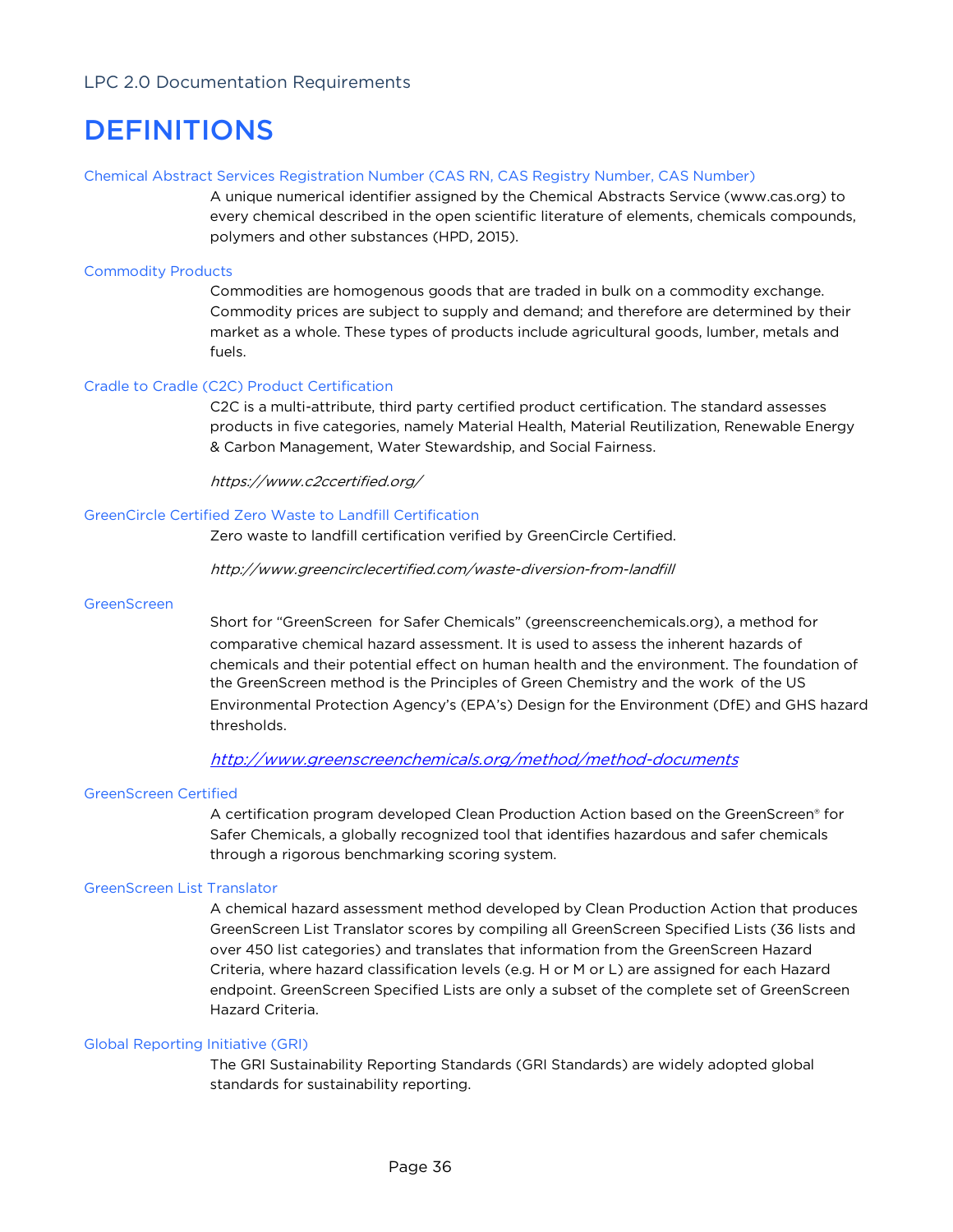# DEFINITIONS

### Chemical Abstract Services Registration Number (CAS RN, CAS Registry Number, CAS Number)

A unique numerical identifier assigned by the Chemical Abstracts Service (www.cas.org) to every chemical described in the open scientific literature of elements, chemicals compounds, polymers and other substances (HPD, 2015).

### Commodity Products

Commodities are homogenous goods that are traded in bulk on a commodity exchange. Commodity prices are subject to supply and demand; and therefore are determined by their market as a whole. These types of products include agricultural goods, lumber, metals and fuels.

### Cradle to Cradle (C2C) Product Certification

C2C is a multi-attribute, third party certified product certification. The standard assesses products in five categories, namely Material Health, Material Reutilization, Renewable Energy & Carbon Management, Water Stewardship, and Social Fairness.

*https://www.c2ccertified.org/*

### GreenCircle Certified Zero Waste to Landfill Certification

Zero waste to landfill certification verified by GreenCircle Certified.

*http://www.greencirclecertified.com/waste-diversion-from-landfill*

### GreenScreen

Short for "GreenScreen for Safer Chemicals" (greenscreenchemicals.org), a method for comparative chemical hazard assessment. It is used to assess the inherent hazards of chemicals and their potential effect on human health and the environment. The foundation of the GreenScreen method is the Principles of Green Chemistry and the work of the US Environmental Protection Agency's (EPA's) Design for the Environment (DfE) and GHS hazard thresholds.

*http://www.greenscreenchemicals.org/method/method-documents*

### GreenScreen Certified

A certification program developed Clean Production Action based on the GreenScreen® for Safer Chemicals, a globally recognized tool that identifies hazardous and safer chemicals through a rigorous benchmarking scoring system.

### GreenScreen List Translator

A chemical hazard assessment method developed by Clean Production Action that produces GreenScreen List Translator scores by compiling all GreenScreen Specified Lists (36 lists and over 450 list categories) and translates that information from the GreenScreen Hazard Criteria, where hazard classification levels (e.g. H or M or L) are assigned for each Hazard endpoint. GreenScreen Specified Lists are only a subset of the complete set of GreenScreen Hazard Criteria.

### Global Reporting Initiative (GRI)

The GRI Sustainability Reporting Standards (GRI Standards) are widely adopted global standards for sustainability reporting.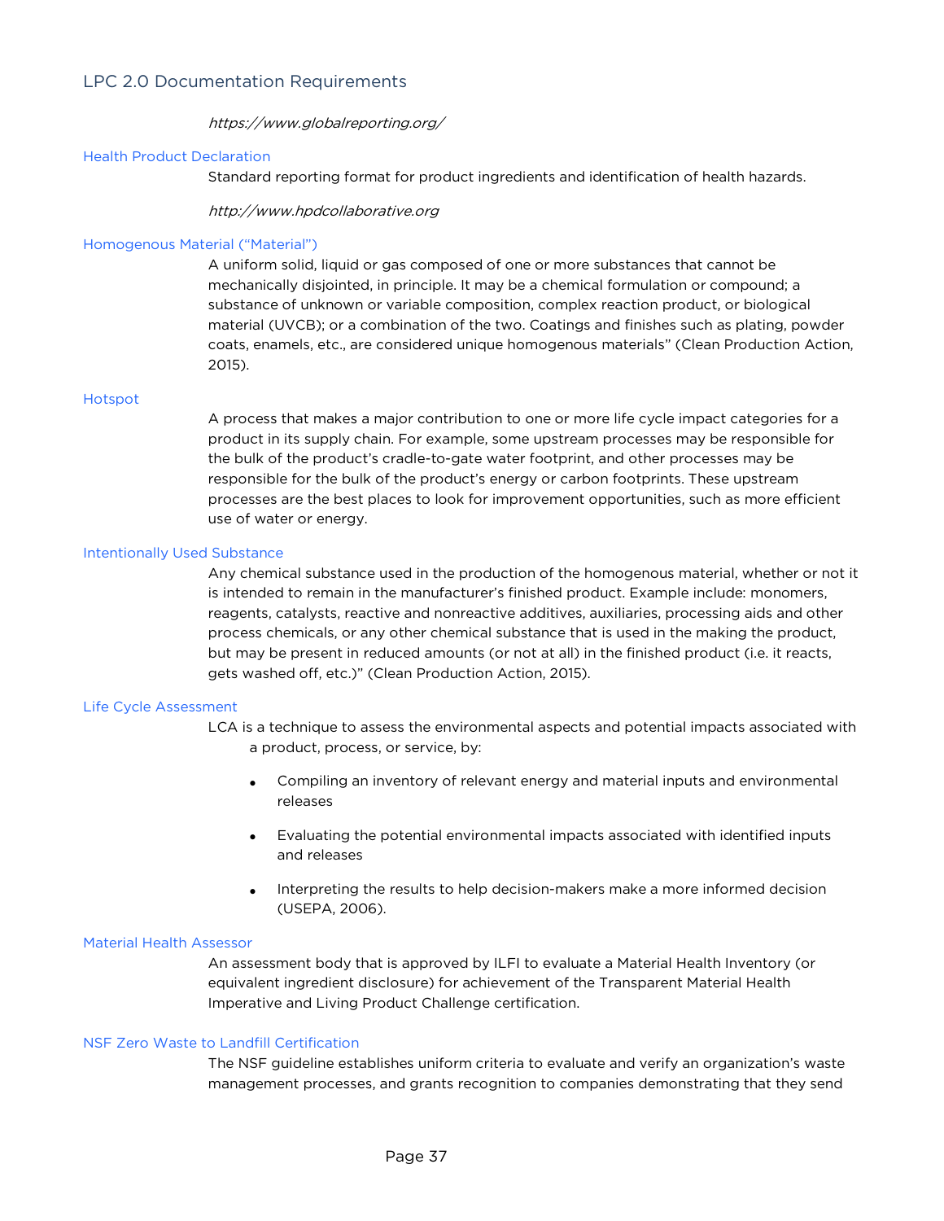*https://www.globalreporting.org/*

**Health Product Declaration**

Standard reporting format for product ingredients and identification of health hazards.

*http://www.hpdcollaborative.org*

**Homogenous Material ("Material")**

A uniform solid, liquid or gas composed of one or more substances that cannot be mechanically disjointed, in principle. It may be a chemical formulation or compound; a substance of unknown or variable composition, complex reaction product, or biological material (UVCB); or a combination of the two. Coatings and finishes such as plating, powder coats, enamels, etc., are considered unique homogenous materials" (Clean Production Action, 2015).

**Hotspot**

A process that makes a major contribution to one or more life cycle impact categories for a product in its supply chain. For example, some upstream processes may be responsible for the bulk of the product's cradle-to-gate water footprint, and other processes may be responsible for the bulk of the product's energy or carbon footprints. These upstream processes are the best places to look for improvement opportunities, such as more efficient use of water or energy.

**Intentionally Used Substance**

Any chemical substance used in the production of the homogenous material, whether or not it is intended to remain in the manufacturer's finished product. Example include: monomers, reagents, catalysts, reactive and nonreactive additives, auxiliaries, processing aids and other process chemicals, or any other chemical substance that is used in the making the product, but may be present in reduced amounts (or not at all) in the finished product (i.e. it reacts, gets washed off, etc.)" (Clean Production Action, 2015).

**Life Cycle Assessment**

LCA is a technique to assess the environmental aspects and potential impacts associated with a product, process, or service, by:

- Compiling an inventory of relevant energy and material inputs and environmental releases
- Evaluating the potential environmental impacts associated with identified inputs and releases
- Interpreting the results to help decision-makers make a more informed decision (USEPA, 2006).

**Material Health Assessor**

An assessment body that is approved by ILFI to evaluate a Material Health Inventory (or equivalent ingredient disclosure) for achievement of the Transparent Material Health Imperative and Living Product Challenge certification.

**NSF Zero Waste to Landfill Certification**

The NSF guideline establishes uniform criteria to evaluate and verify an organization's waste management processes, and grants recognition to companies demonstrating that they send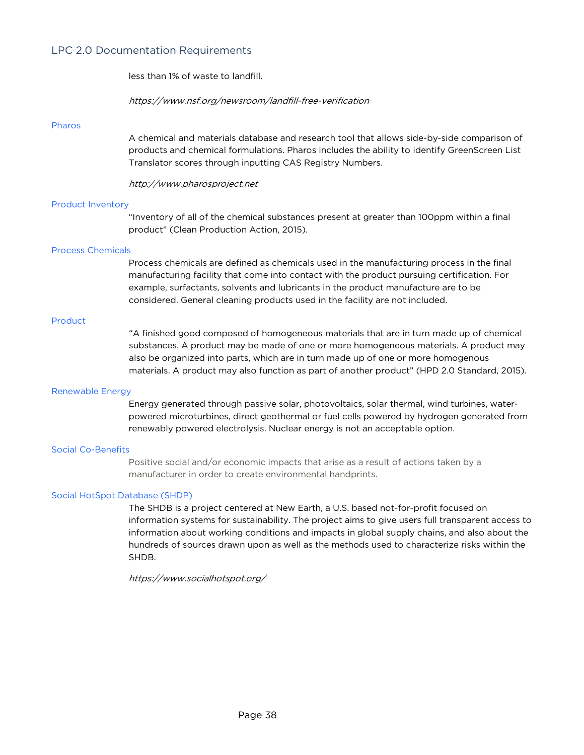less than 1% of waste to landfill.

*https://www.nsf.org/newsroom/landfill-free-verification*

**Pharos**

A chemical and materials database and research tool that allows side-by-side comparison of products and chemical formulations. Pharos includes the ability to identify GreenScreen List Translator scores through inputting CAS Registry Numbers.

*http://www.pharosproject.net*

**Product Inventory**

"Inventory of all of the chemical substances present at greater than 100ppm within a final product" (Clean Production Action, 2015).

**Process Chemicals**

Process chemicals are defined as chemicals used in the manufacturing process in the final manufacturing facility that come into contact with the product pursuing certification. For example, surfactants, solvents and lubricants in the product manufacture are to be considered. General cleaning products used in the facility are not included.

**Product**

"A finished good composed of homogeneous materials that are in turn made up of chemical substances. A product may be made of one or more homogeneous materials. A product may also be organized into parts, which are in turn made up of one or more homogenous materials. A product may also function as part of another product" (HPD 2.0 Standard, 2015).

**Renewable Energy**

Energy generated through passive solar, photovoltaics, solar thermal, wind turbines, water-powered microturbines, direct geothermal or fuel cells powered by hydrogen generated from renewably powered electrolysis. Nuclear energy is not an acceptable option.

**Social Co-Benefits**

Positive social and/or economic impacts that arise as a result of actions taken by a manufacturer in order to create environmental handprints.

**Social HotSpot Database (SHDP)**

The SHDB is a project centered at New Earth, a U.S. based not-for-profit focused on information systems for sustainability. The project aims to give users full transparent access to information about working conditions and impacts in global supply chains, and also about the hundreds of sources drawn upon as well as the methods used to characterize risks within the SHDB.

*https://www.socialhotspot.org/*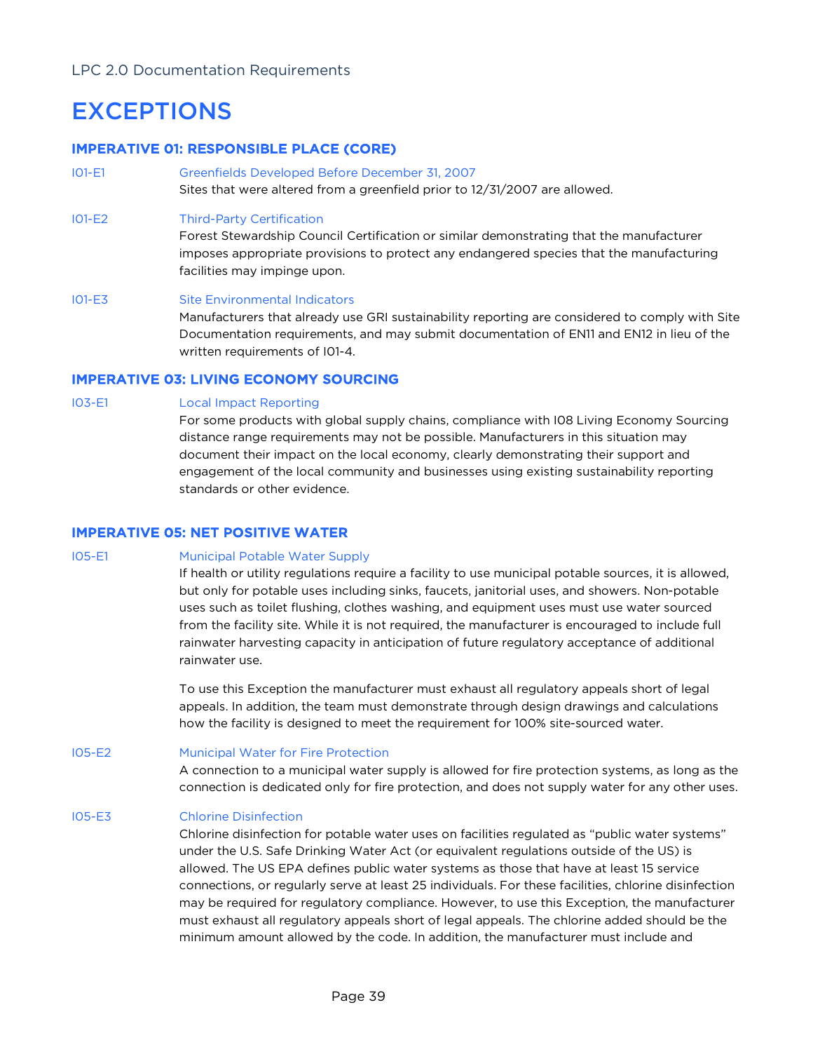# EXCEPTIONS

### IMPERATIVE 01: RESPONSIBLE PLACE (CORE)

**I01-E1** Greenfields Developed Before December 31, 2007

Sites that were altered from a greenfield prior to 12/31/2007 are allowed.

**I01-E2** Third-Party Certification

Forest Stewardship Council Certification or similar demonstrating that the manufacturer imposes appropriate provisions to protect any endangered species that the manufacturing facilities may impinge upon.

**I01-E3** Site Environmental Indicators

Manufacturers that already use GRI sustainability reporting are considered to comply with Site Documentation requirements, and may submit documentation of EN11 and EN12 in lieu of the written requirements of I01-4.

### IMPERATIVE 03: LIVING ECONOMY SOURCING

**I03-E1** Local Impact Reporting

For some products with global supply chains, compliance with I08 Living Economy Sourcing distance range requirements may not be possible. Manufacturers in this situation may document their impact on the local economy, clearly demonstrating their support and engagement of the local community and businesses using existing sustainability reporting standards or other evidence.

### IMPERATIVE 05: NET POSITIVE WATER

**I05-E1** Municipal Potable Water Supply

If health or utility regulations require a facility to use municipal potable sources, it is allowed, but only for potable uses including sinks, faucets, janitorial uses, and showers. Non-potable uses such as toilet flushing, clothes washing, and equipment uses must use water sourced from the facility site. While it is not required, the manufacturer is encouraged to include full rainwater harvesting capacity in anticipation of future regulatory acceptance of additional rainwater use.

To use this Exception the manufacturer must exhaust all regulatory appeals short of legal appeals. In addition, the team must demonstrate through design drawings and calculations how the facility is designed to meet the requirement for 100% site-sourced water.

**I05-E2** Municipal Water for Fire Protection

A connection to a municipal water supply is allowed for fire protection systems, as long as the connection is dedicated only for fire protection, and does not supply water for any other uses.

**I05-E3** Chlorine Disinfection

Chlorine disinfection for potable water uses on facilities regulated as "public water systems" under the U.S. Safe Drinking Water Act (or equivalent regulations outside of the US) is allowed. The US EPA defines public water systems as those that have at least 15 service connections, or regularly serve at least 25 individuals. For these facilities, chlorine disinfection may be required for regulatory compliance. However, to use this Exception, the manufacturer must exhaust all regulatory appeals short of legal appeals. The chlorine added should be the minimum amount allowed by the code. In addition, the manufacturer must include and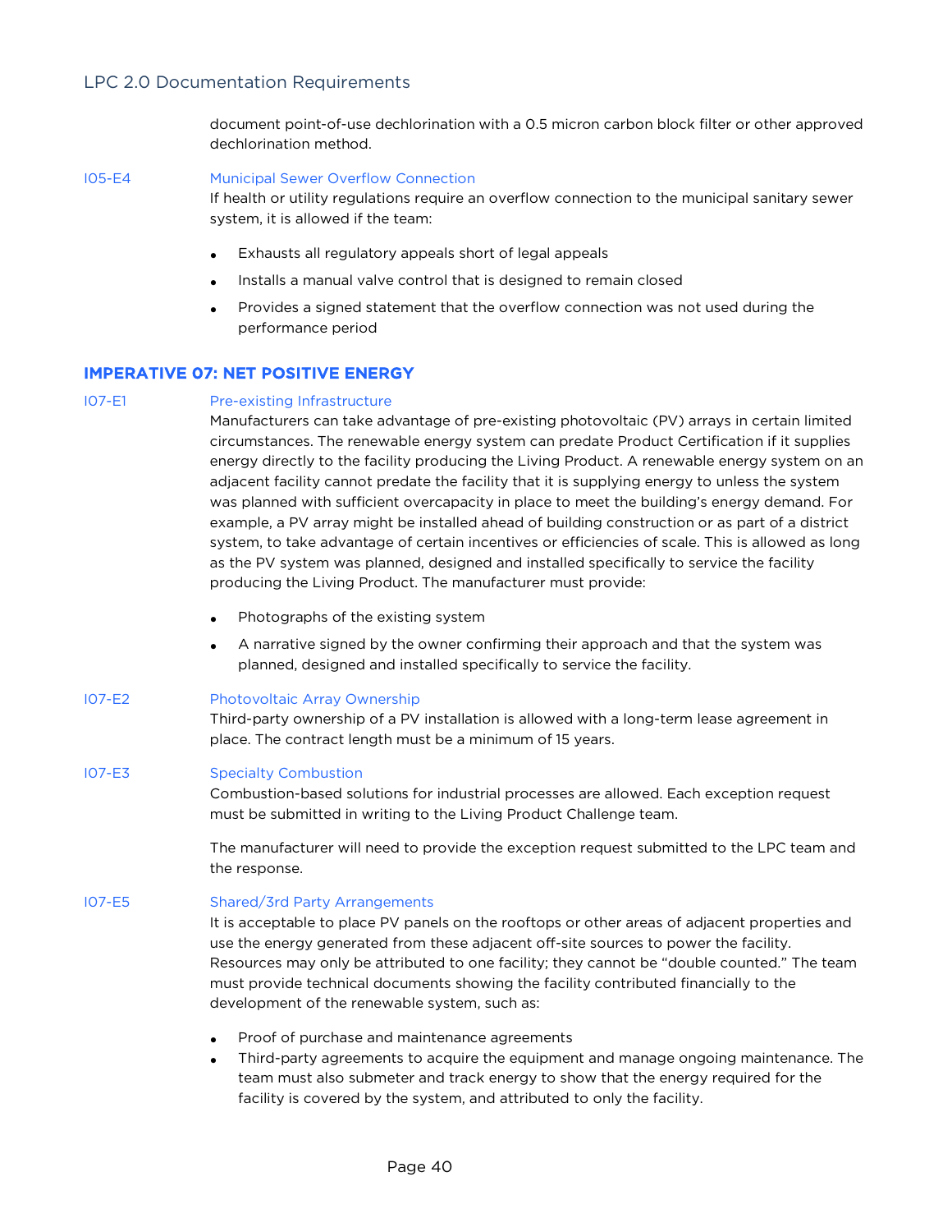document point-of-use dechlorination with a 0.5 micron carbon block filter or other approved dechlorination method.

**I05-E4** Municipal Sewer Overflow Connection

If health or utility regulations require an overflow connection to the municipal sanitary sewer system, it is allowed if the team:

- Exhausts all regulatory appeals short of legal appeals
- Installs a manual valve control that is designed to remain closed
- Provides a signed statement that the overflow connection was not used during the performance period

## IMPERATIVE 07: NET POSITIVE ENERGY

**I07-E1** Pre-existing Infrastructure

Manufacturers can take advantage of pre-existing photovoltaic (PV) arrays in certain limited circumstances. The renewable energy system can predate Product Certification if it supplies energy directly to the facility producing the Living Product. A renewable energy system on an adjacent facility cannot predate the facility that it is supplying energy to unless the system was planned with sufficient overcapacity in place to meet the building's energy demand. For example, a PV array might be installed ahead of building construction or as part of a district system, to take advantage of certain incentives or efficiencies of scale. This is allowed as long as the PV system was planned, designed and installed specifically to service the facility producing the Living Product. The manufacturer must provide:

- Photographs of the existing system
- A narrative signed by the owner confirming their approach and that the system was planned, designed and installed specifically to service the facility.

**I07-E2** Photovoltaic Array Ownership

Third-party ownership of a PV installation is allowed with a long-term lease agreement in place. The contract length must be a minimum of 15 years.

**I07-E3** Specialty Combustion

Combustion-based solutions for industrial processes are allowed. Each exception request must be submitted in writing to the Living Product Challenge team.

The manufacturer will need to provide the exception request submitted to the LPC team and the response.

**I07-E5** Shared/3rd Party Arrangements

It is acceptable to place PV panels on the rooftops or other areas of adjacent properties and use the energy generated from these adjacent off-site sources to power the facility. Resources may only be attributed to one facility; they cannot be "double counted." The team must provide technical documents showing the facility contributed financially to the development of the renewable system, such as:

- Proof of purchase and maintenance agreements
- Third-party agreements to acquire the equipment and manage ongoing maintenance. The team must also submeter and track energy to show that the energy required for the facility is covered by the system, and attributed to only the facility.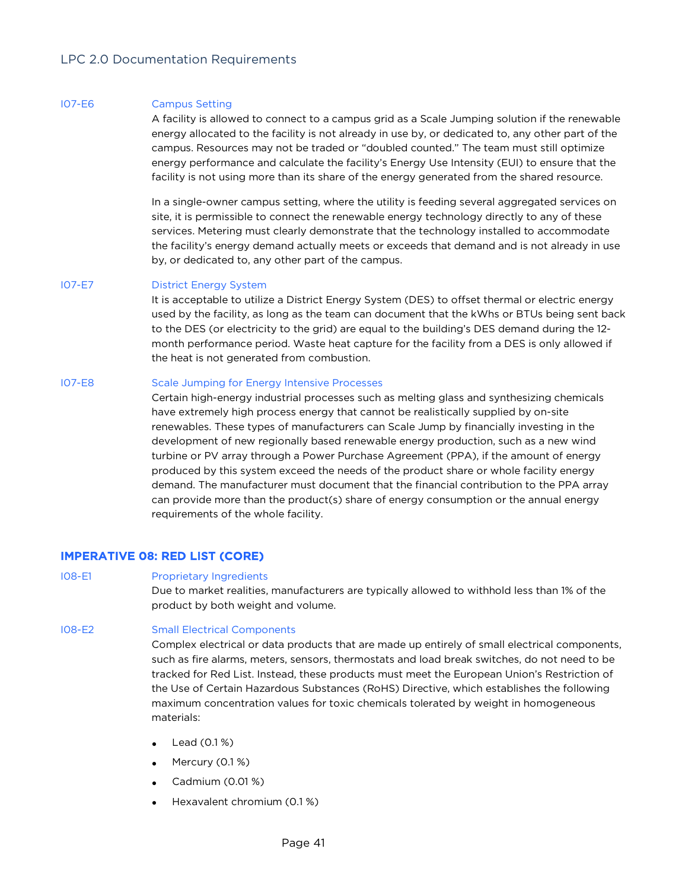**I07-E6** Campus Setting

A facility is allowed to connect to a campus grid as a Scale Jumping solution if the renewable energy allocated to the facility is not already in use by, or dedicated to, any other part of the campus. Resources may not be traded or "doubled counted." The team must still optimize energy performance and calculate the facility's Energy Use Intensity (EUI) to ensure that the facility is not using more than its share of the energy generated from the shared resource.

In a single-owner campus setting, where the utility is feeding several aggregated services on site, it is permissible to connect the renewable energy technology directly to any of these services. Metering must clearly demonstrate that the technology installed to accommodate the facility's energy demand actually meets or exceeds that demand and is not already in use by, or dedicated to, any other part of the campus.

**I07-E7** District Energy System

It is acceptable to utilize a District Energy System (DES) to offset thermal or electric energy used by the facility, as long as the team can document that the kWhs or BTUs being sent back to the DES (or electricity to the grid) are equal to the building's DES demand during the 12-month performance period. Waste heat capture for the facility from a DES is only allowed if the heat is not generated from combustion.

**I07-E8** Scale Jumping for Energy Intensive Processes

Certain high-energy industrial processes such as melting glass and synthesizing chemicals have extremely high process energy that cannot be realistically supplied by on-site renewables. These types of manufacturers can Scale Jump by financially investing in the development of new regionally based renewable energy production, such as a new wind turbine or PV array through a Power Purchase Agreement (PPA), if the amount of energy produced by this system exceed the needs of the product share or whole facility energy demand. The manufacturer must document that the financial contribution to the PPA array can provide more than the product(s) share of energy consumption or the annual energy requirements of the whole facility.

## IMPERATIVE 08: RED LIST (CORE)

**I08-E1** Proprietary Ingredients

Due to market realities, manufacturers are typically allowed to withhold less than 1% of the product by both weight and volume.

**I08-E2** Small Electrical Components

Complex electrical or data products that are made up entirely of small electrical components, such as fire alarms, meters, sensors, thermostats and load break switches, do not need to be tracked for Red List. Instead, these products must meet the European Union's Restriction of the Use of Certain Hazardous Substances (RoHS) Directive, which establishes the following maximum concentration values for toxic chemicals tolerated by weight in homogeneous materials:

- Lead (0.1 %)
- Mercury (0.1 %)
- Cadmium (0.01 %)
- Hexavalent chromium (0.1 %)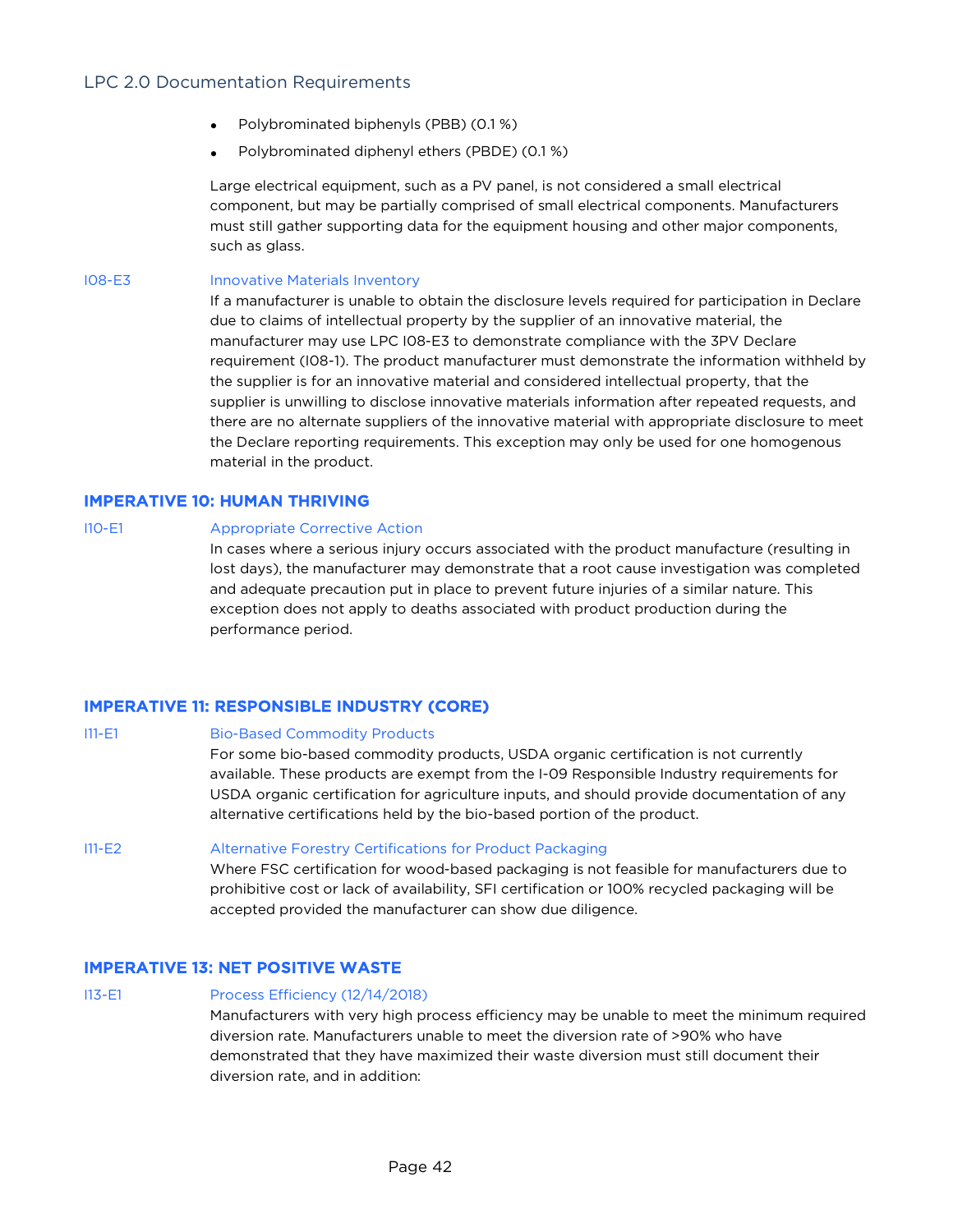- Polybrominated biphenyls (PBB) (0.1 %)
- Polybrominated diphenyl ethers (PBDE) (0.1 %)

Large electrical equipment, such as a PV panel, is not considered a small electrical component, but may be partially comprised of small electrical components. Manufacturers must still gather supporting data for the equipment housing and other major components, such as glass.

**I08-E3** Innovative Materials Inventory

If a manufacturer is unable to obtain the disclosure levels required for participation in Declare due to claims of intellectual property by the supplier of an innovative material, the manufacturer may use LPC I08-E3 to demonstrate compliance with the 3PV Declare requirement (I08-1). The product manufacturer must demonstrate the information withheld by the supplier is for an innovative material and considered intellectual property, that the supplier is unwilling to disclose innovative materials information after repeated requests, and there are no alternate suppliers of the innovative material with appropriate disclosure to meet the Declare reporting requirements. This exception may only be used for one homogenous material in the product.

## IMPERATIVE 10: HUMAN THRIVING

**I10-E1** Appropriate Corrective Action

In cases where a serious injury occurs associated with the product manufacture (resulting in lost days), the manufacturer may demonstrate that a root cause investigation was completed and adequate precaution put in place to prevent future injuries of a similar nature. This exception does not apply to deaths associated with product production during the performance period.

## IMPERATIVE 11: RESPONSIBLE INDUSTRY (CORE)

**I11-E1** Bio-Based Commodity Products

For some bio-based commodity products, USDA organic certification is not currently available. These products are exempt from the I-09 Responsible Industry requirements for USDA organic certification for agriculture inputs, and should provide documentation of any alternative certifications held by the bio-based portion of the product.

**I11-E2** Alternative Forestry Certifications for Product Packaging

Where FSC certification for wood-based packaging is not feasible for manufacturers due to prohibitive cost or lack of availability, SFI certification or 100% recycled packaging will be accepted provided the manufacturer can show due diligence.

## IMPERATIVE 13: NET POSITIVE WASTE

**I13-E1** Process Efficiency (12/14/2018)

Manufacturers with very high process efficiency may be unable to meet the minimum required diversion rate. Manufacturers unable to meet the diversion rate of >90% who have demonstrated that they have maximized their waste diversion must still document their diversion rate, and in addition: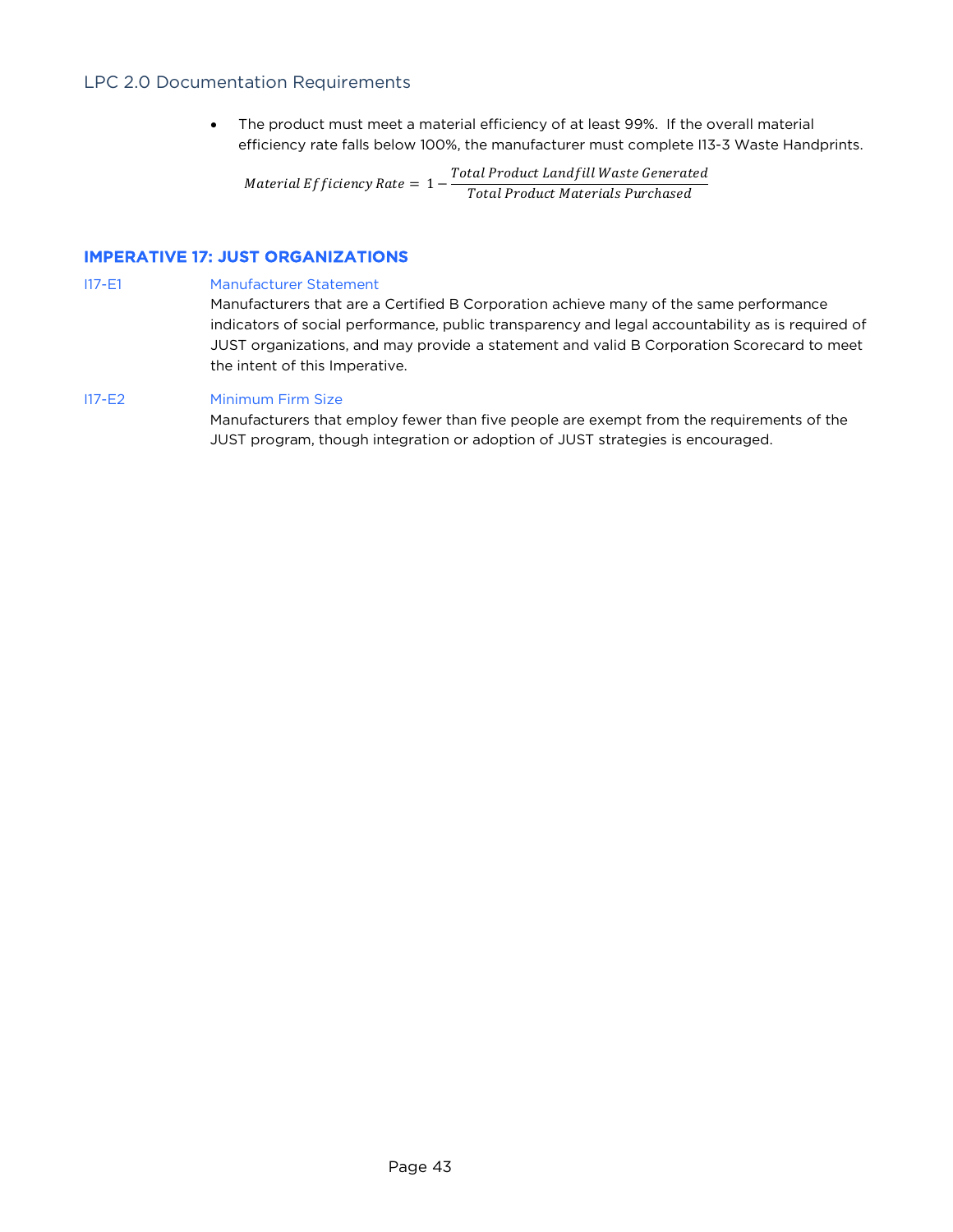## LPC 2.0 Documentation Requirements

- The product must meet a material efficiency of at least 99%. If the overall material efficiency rate falls below 100%, the manufacturer must complete I13-3 Waste Handprints.

$$Material\ Efficiency\ Rate = 1 - \frac{Total\ Product\ Landfill\ Waste\ Generated}{Total\ Product\ Materials\ Purchased}$$

### IMPERATIVE 17: JUST ORGANIZATIONS

**I17-E1 Manufacturer Statement**

Manufacturers that are a Certified B Corporation achieve many of the same performance indicators of social performance, public transparency and legal accountability as is required of JUST organizations, and may provide a statement and valid B Corporation Scorecard to meet the intent of this Imperative.

**I17-E2 Minimum Firm Size**

Manufacturers that employ fewer than five people are exempt from the requirements of the JUST program, though integration or adoption of JUST strategies is encouraged.